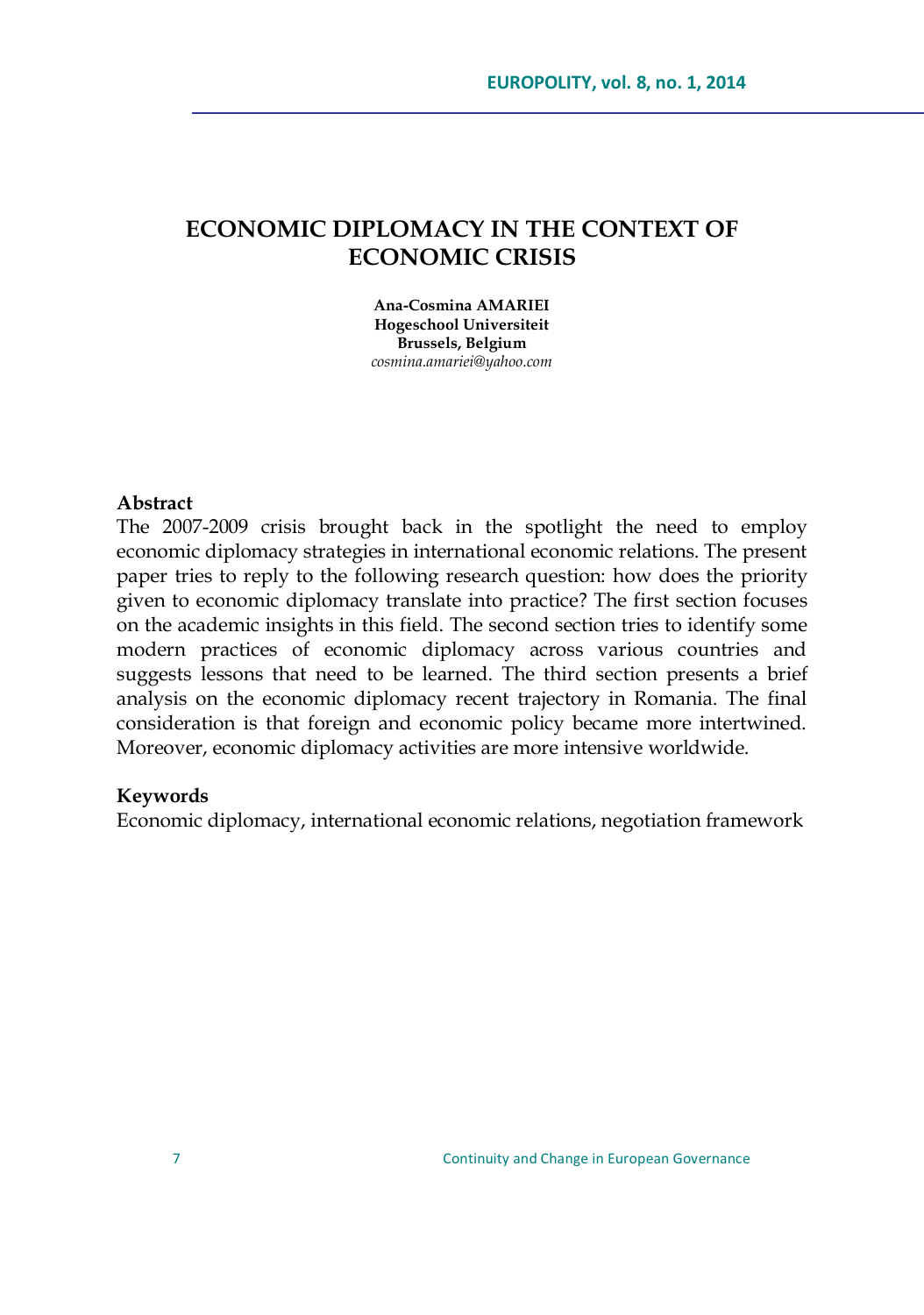# ECONOMIC DIPLOMACY IN THE CONTEXT OF ECONOMIC CRISIS

**Ana-Cosmina AMARIEI**
**Hogeschool Universiteit**
**Brussels, Belgium**
*cosmina.amariei@yahoo.com*

### Abstract

The 2007-2009 crisis brought back in the spotlight the need to employ economic diplomacy strategies in international economic relations. The present paper tries to reply to the following research question: how does the priority given to economic diplomacy translate into practice? The first section focuses on the academic insights in this field. The second section tries to identify some modern practices of economic diplomacy across various countries and suggests lessons that need to be learned. The third section presents a brief analysis on the economic diplomacy recent trajectory in Romania. The final consideration is that foreign and economic policy became more intertwined. Moreover, economic diplomacy activities are more intensive worldwide.

### Keywords

Economic diplomacy, international economic relations, negotiation framework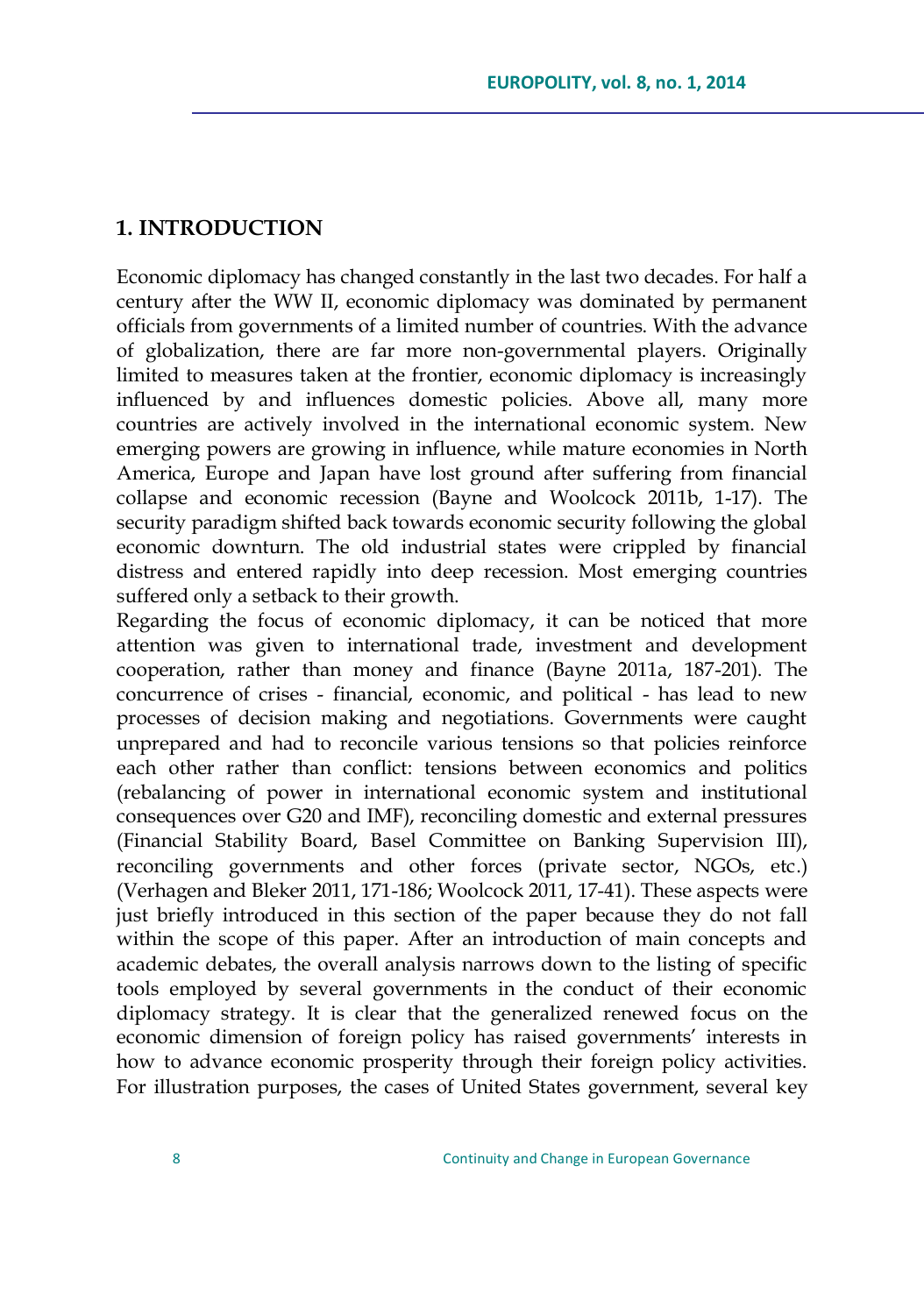## 1. INTRODUCTION

Economic diplomacy has changed constantly in the last two decades. For half a century after the WW II, economic diplomacy was dominated by permanent officials from governments of a limited number of countries. With the advance of globalization, there are far more non-governmental players. Originally limited to measures taken at the frontier, economic diplomacy is increasingly influenced by and influences domestic policies. Above all, many more countries are actively involved in the international economic system. New emerging powers are growing in influence, while mature economies in North America, Europe and Japan have lost ground after suffering from financial collapse and economic recession (Bayne and Woolcock 2011b, 1-17). The security paradigm shifted back towards economic security following the global economic downturn. The old industrial states were crippled by financial distress and entered rapidly into deep recession. Most emerging countries suffered only a setback to their growth.

Regarding the focus of economic diplomacy, it can be noticed that more attention was given to international trade, investment and development cooperation, rather than money and finance (Bayne 2011a, 187-201). The concurrence of crises - financial, economic, and political - has lead to new processes of decision making and negotiations. Governments were caught unprepared and had to reconcile various tensions so that policies reinforce each other rather than conflict: tensions between economics and politics (rebalancing of power in international economic system and institutional consequences over G20 and IMF), reconciling domestic and external pressures (Financial Stability Board, Basel Committee on Banking Supervision III), reconciling governments and other forces (private sector, NGOs, etc.) (Verhagen and Bleker 2011, 171-186; Woolcock 2011, 17-41). These aspects were just briefly introduced in this section of the paper because they do not fall within the scope of this paper. After an introduction of main concepts and academic debates, the overall analysis narrows down to the listing of specific tools employed by several governments in the conduct of their economic diplomacy strategy. It is clear that the generalized renewed focus on the economic dimension of foreign policy has raised governments' interests in how to advance economic prosperity through their foreign policy activities. For illustration purposes, the cases of United States government, several key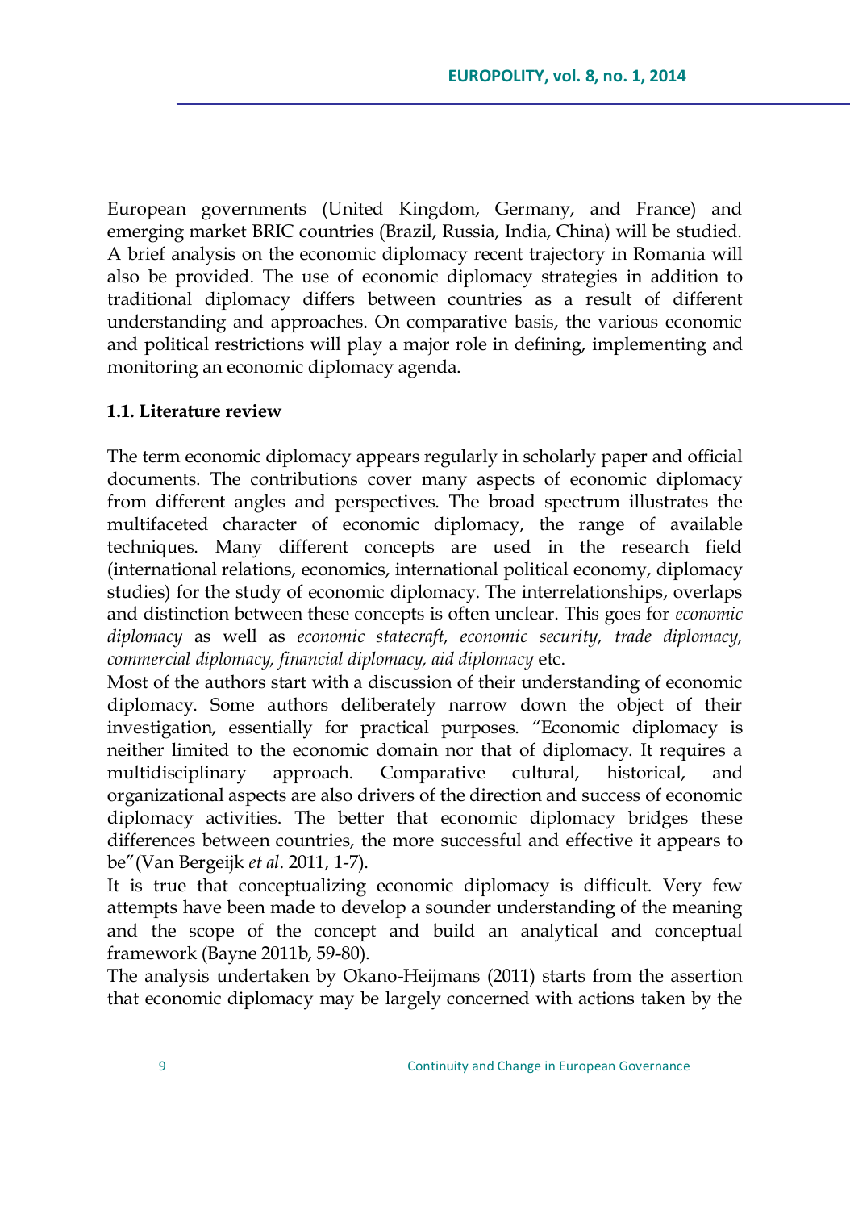European governments (United Kingdom, Germany, and France) and emerging market BRIC countries (Brazil, Russia, India, China) will be studied. A brief analysis on the economic diplomacy recent trajectory in Romania will also be provided. The use of economic diplomacy strategies in addition to traditional diplomacy differs between countries as a result of different understanding and approaches. On comparative basis, the various economic and political restrictions will play a major role in defining, implementing and monitoring an economic diplomacy agenda.

### 1.1. Literature review

The term economic diplomacy appears regularly in scholarly paper and official documents. The contributions cover many aspects of economic diplomacy from different angles and perspectives. The broad spectrum illustrates the multifaceted character of economic diplomacy, the range of available techniques. Many different concepts are used in the research field (international relations, economics, international political economy, diplomacy studies) for the study of economic diplomacy. The interrelationships, overlaps and distinction between these concepts is often unclear. This goes for *economic diplomacy* as well as *economic statecraft, economic security, trade diplomacy, commercial diplomacy, financial diplomacy, aid diplomacy* etc.

Most of the authors start with a discussion of their understanding of economic diplomacy. Some authors deliberately narrow down the object of their investigation, essentially for practical purposes. "Economic diplomacy is neither limited to the economic domain nor that of diplomacy. It requires a multidisciplinary approach. Comparative cultural, historical, and organizational aspects are also drivers of the direction and success of economic diplomacy activities. The better that economic diplomacy bridges these differences between countries, the more successful and effective it appears to be"(Van Bergeijk *et al*. 2011, 1-7).

It is true that conceptualizing economic diplomacy is difficult. Very few attempts have been made to develop a sounder understanding of the meaning and the scope of the concept and build an analytical and conceptual framework (Bayne 2011b, 59-80).

The analysis undertaken by Okano-Heijmans (2011) starts from the assertion that economic diplomacy may be largely concerned with actions taken by the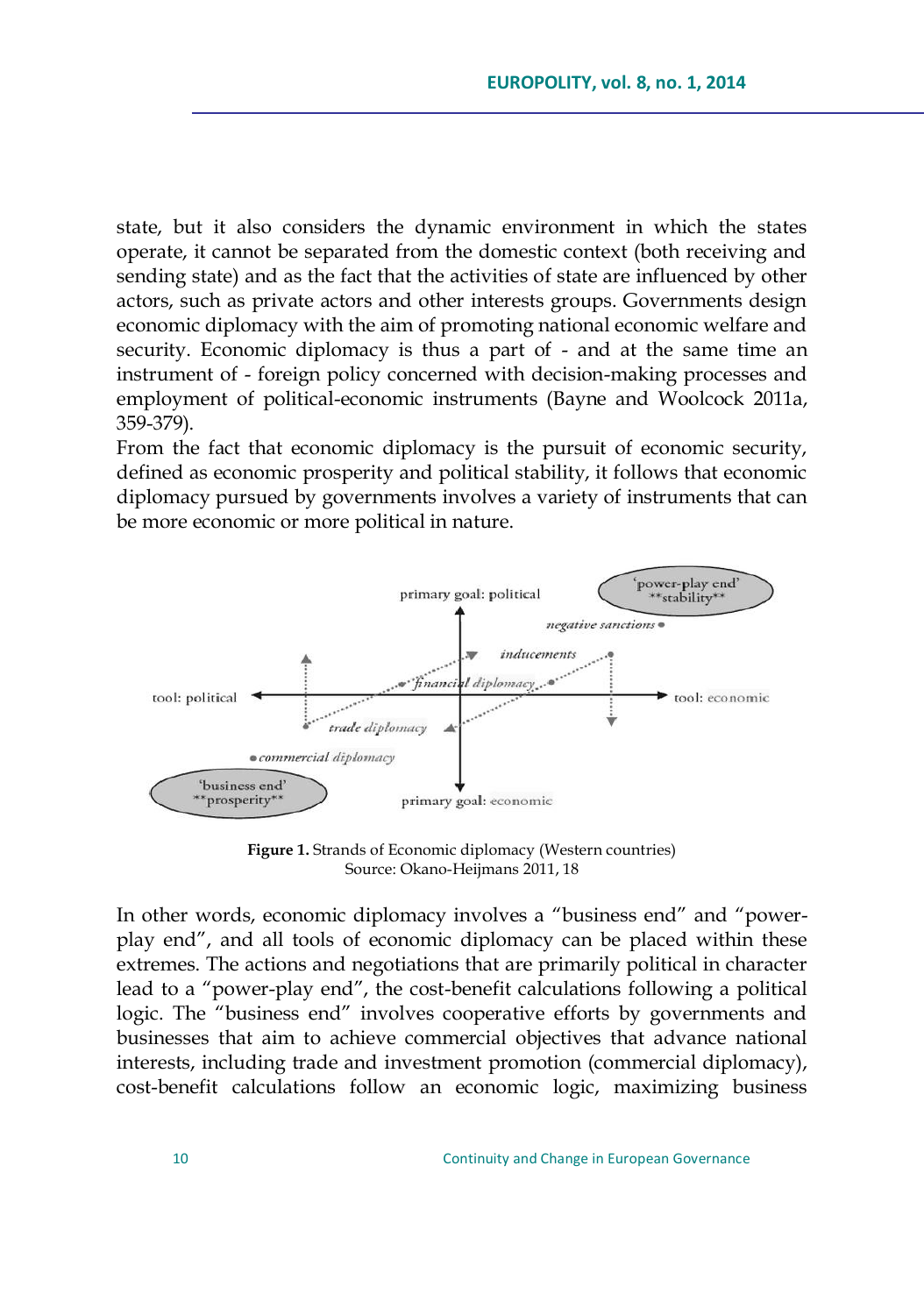state, but it also considers the dynamic environment in which the states operate, it cannot be separated from the domestic context (both receiving and sending state) and as the fact that the activities of state are influenced by other actors, such as private actors and other interests groups. Governments design economic diplomacy with the aim of promoting national economic welfare and security. Economic diplomacy is thus a part of - and at the same time an instrument of - foreign policy concerned with decision-making processes and employment of political-economic instruments (Bayne and Woolcock 2011a, 359-379).

From the fact that economic diplomacy is the pursuit of economic security, defined as economic prosperity and political stability, it follows that economic diplomacy pursued by governments involves a variety of instruments that can be more economic or more political in nature.

**Figure 1.** Strands of Economic diplomacy (Western countries)
Source: Okano-Heijmans 2011, 18

In other words, economic diplomacy involves a "business end" and "power-play end", and all tools of economic diplomacy can be placed within these extremes. The actions and negotiations that are primarily political in character lead to a "power-play end", the cost-benefit calculations following a political logic. The "business end" involves cooperative efforts by governments and businesses that aim to achieve commercial objectives that advance national interests, including trade and investment promotion (commercial diplomacy), cost-benefit calculations follow an economic logic, maximizing business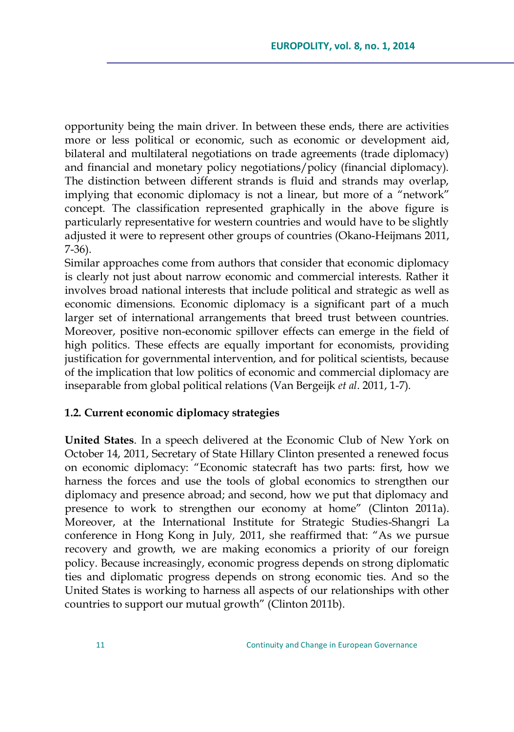opportunity being the main driver. In between these ends, there are activities more or less political or economic, such as economic or development aid, bilateral and multilateral negotiations on trade agreements (trade diplomacy) and financial and monetary policy negotiations/policy (financial diplomacy). The distinction between different strands is fluid and strands may overlap, implying that economic diplomacy is not a linear, but more of a "network" concept. The classification represented graphically in the above figure is particularly representative for western countries and would have to be slightly adjusted it were to represent other groups of countries (Okano-Heijmans 2011, 7-36).

Similar approaches come from authors that consider that economic diplomacy is clearly not just about narrow economic and commercial interests. Rather it involves broad national interests that include political and strategic as well as economic dimensions. Economic diplomacy is a significant part of a much larger set of international arrangements that breed trust between countries. Moreover, positive non-economic spillover effects can emerge in the field of high politics. These effects are equally important for economists, providing justification for governmental intervention, and for political scientists, because of the implication that low politics of economic and commercial diplomacy are inseparable from global political relations (Van Bergeijk *et al*. 2011, 1-7).

### 1.2. Current economic diplomacy strategies

**United States**. In a speech delivered at the Economic Club of New York on October 14, 2011, Secretary of State Hillary Clinton presented a renewed focus on economic diplomacy: "Economic statecraft has two parts: first, how we harness the forces and use the tools of global economics to strengthen our diplomacy and presence abroad; and second, how we put that diplomacy and presence to work to strengthen our economy at home" (Clinton 2011a). Moreover, at the International Institute for Strategic Studies-Shangri La conference in Hong Kong in July, 2011, she reaffirmed that: "As we pursue recovery and growth, we are making economics a priority of our foreign policy. Because increasingly, economic progress depends on strong diplomatic ties and diplomatic progress depends on strong economic ties. And so the United States is working to harness all aspects of our relationships with other countries to support our mutual growth" (Clinton 2011b).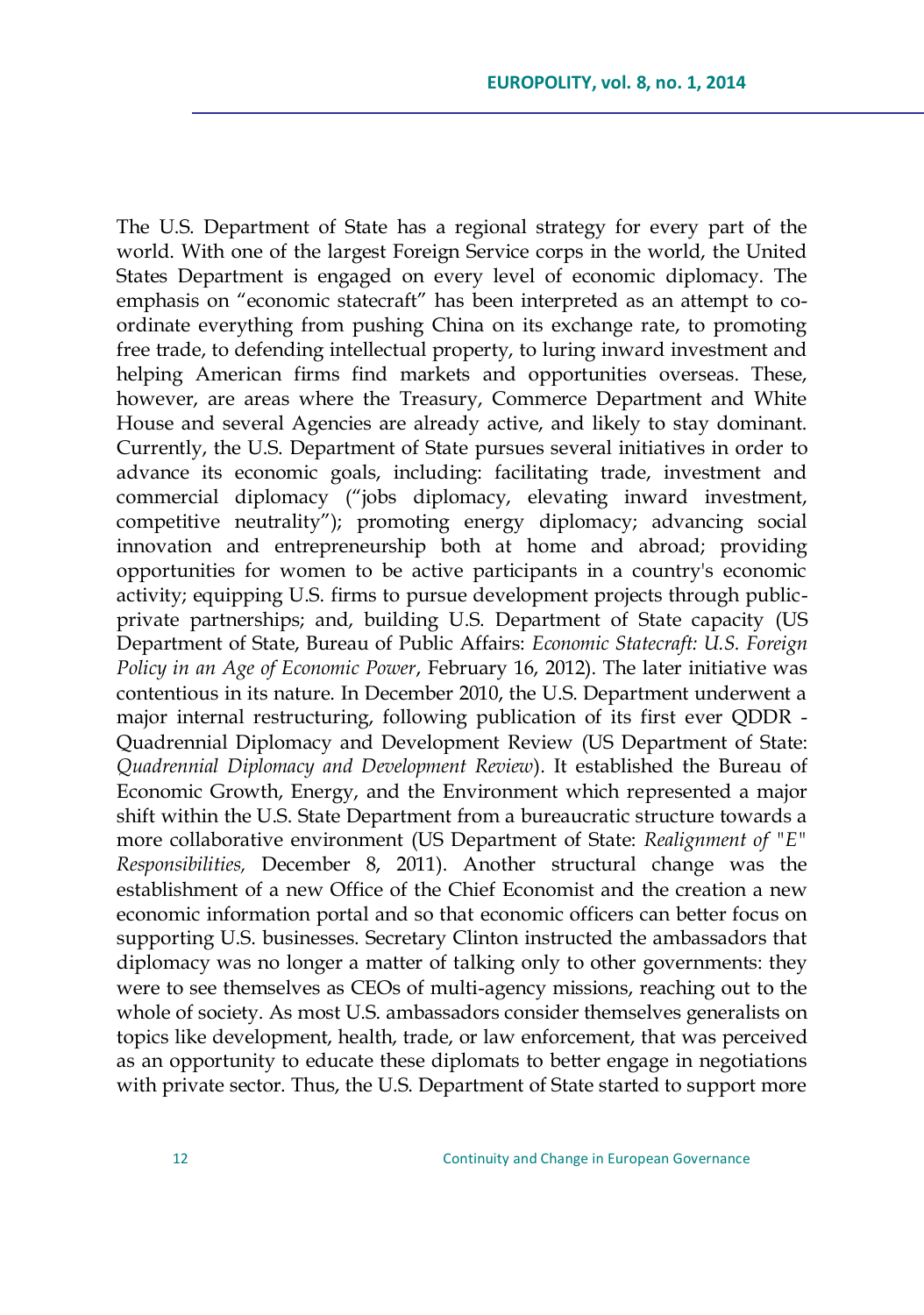The U.S. Department of State has a regional strategy for every part of the world. With one of the largest Foreign Service corps in the world, the United States Department is engaged on every level of economic diplomacy. The emphasis on "economic statecraft" has been interpreted as an attempt to co-ordinate everything from pushing China on its exchange rate, to promoting free trade, to defending intellectual property, to luring inward investment and helping American firms find markets and opportunities overseas. These, however, are areas where the Treasury, Commerce Department and White House and several Agencies are already active, and likely to stay dominant. Currently, the U.S. Department of State pursues several initiatives in order to advance its economic goals, including: facilitating trade, investment and commercial diplomacy ("jobs diplomacy, elevating inward investment, competitive neutrality"); promoting energy diplomacy; advancing social innovation and entrepreneurship both at home and abroad; providing opportunities for women to be active participants in a country's economic activity; equipping U.S. firms to pursue development projects through public-private partnerships; and, building U.S. Department of State capacity (US Department of State, Bureau of Public Affairs: *Economic Statecraft: U.S. Foreign Policy in an Age of Economic Power*, February 16, 2012). The later initiative was contentious in its nature. In December 2010, the U.S. Department underwent a major internal restructuring, following publication of its first ever QDDR - Quadrennial Diplomacy and Development Review (US Department of State: *Quadrennial Diplomacy and Development Review*). It established the Bureau of Economic Growth, Energy, and the Environment which represented a major shift within the U.S. State Department from a bureaucratic structure towards a more collaborative environment (US Department of State: *Realignment of "E" Responsibilities,* December 8, 2011). Another structural change was the establishment of a new Office of the Chief Economist and the creation a new economic information portal and so that economic officers can better focus on supporting U.S. businesses. Secretary Clinton instructed the ambassadors that diplomacy was no longer a matter of talking only to other governments: they were to see themselves as CEOs of multi-agency missions, reaching out to the whole of society. As most U.S. ambassadors consider themselves generalists on topics like development, health, trade, or law enforcement, that was perceived as an opportunity to educate these diplomats to better engage in negotiations with private sector. Thus, the U.S. Department of State started to support more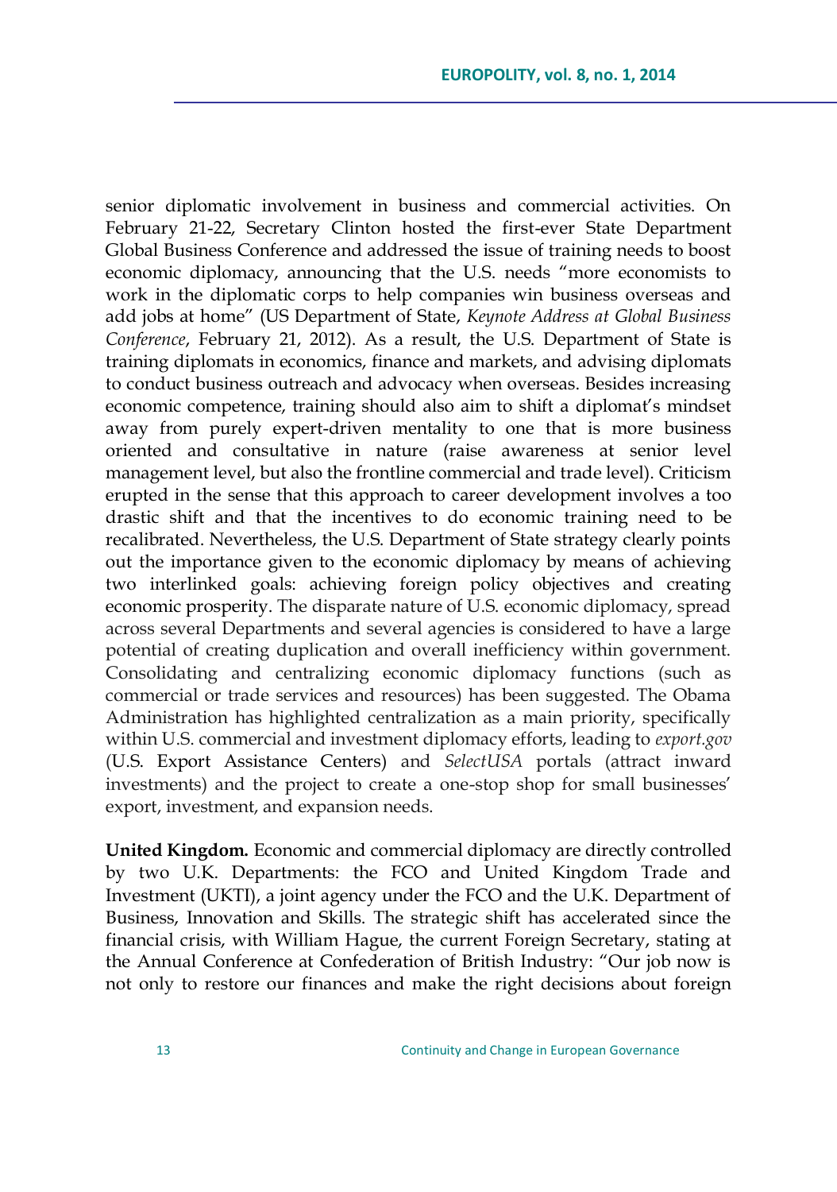senior diplomatic involvement in business and commercial activities. On February 21-22, Secretary Clinton hosted the first-ever State Department Global Business Conference and addressed the issue of training needs to boost economic diplomacy, announcing that the U.S. needs "more economists to work in the diplomatic corps to help companies win business overseas and add jobs at home" (US Department of State, *Keynote Address at Global Business Conference*, February 21, 2012). As a result, the U.S. Department of State is training diplomats in economics, finance and markets, and advising diplomats to conduct business outreach and advocacy when overseas. Besides increasing economic competence, training should also aim to shift a diplomat's mindset away from purely expert-driven mentality to one that is more business oriented and consultative in nature (raise awareness at senior level management level, but also the frontline commercial and trade level). Criticism erupted in the sense that this approach to career development involves a too drastic shift and that the incentives to do economic training need to be recalibrated. Nevertheless, the U.S. Department of State strategy clearly points out the importance given to the economic diplomacy by means of achieving two interlinked goals: achieving foreign policy objectives and creating economic prosperity. The disparate nature of U.S. economic diplomacy, spread across several Departments and several agencies is considered to have a large potential of creating duplication and overall inefficiency within government. Consolidating and centralizing economic diplomacy functions (such as commercial or trade services and resources) has been suggested. The Obama Administration has highlighted centralization as a main priority, specifically within U.S. commercial and investment diplomacy efforts, leading to *export.gov* (U.S. Export Assistance Centers) and *SelectUSA* portals (attract inward investments) and the project to create a one-stop shop for small businesses' export, investment, and expansion needs.

**United Kingdom.** Economic and commercial diplomacy are directly controlled by two U.K. Departments: the FCO and United Kingdom Trade and Investment (UKTI), a joint agency under the FCO and the U.K. Department of Business, Innovation and Skills. The strategic shift has accelerated since the financial crisis, with William Hague, the current Foreign Secretary, stating at the Annual Conference at Confederation of British Industry: "Our job now is not only to restore our finances and make the right decisions about foreign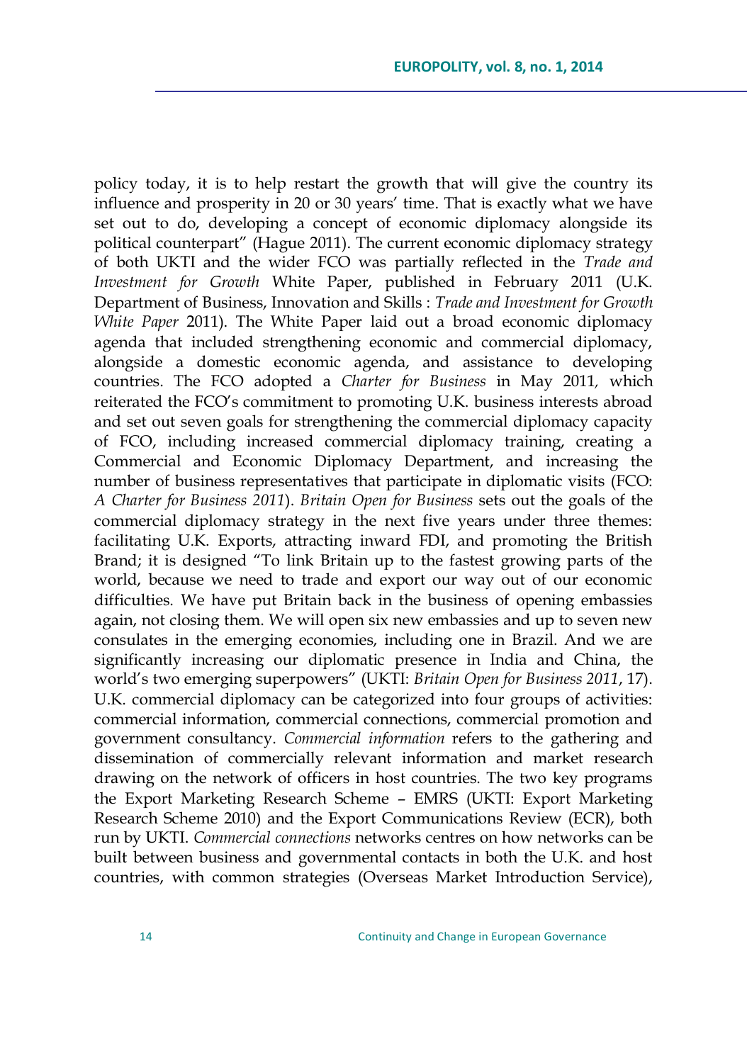policy today, it is to help restart the growth that will give the country its influence and prosperity in 20 or 30 years' time. That is exactly what we have set out to do, developing a concept of economic diplomacy alongside its political counterpart" (Hague 2011). The current economic diplomacy strategy of both UKTI and the wider FCO was partially reflected in the *Trade and Investment for Growth* White Paper, published in February 2011 (U.K. Department of Business, Innovation and Skills : *Trade and Investment for Growth White Paper* 2011). The White Paper laid out a broad economic diplomacy agenda that included strengthening economic and commercial diplomacy, alongside a domestic economic agenda, and assistance to developing countries. The FCO adopted a *Charter for Business* in May 2011, which reiterated the FCO's commitment to promoting U.K. business interests abroad and set out seven goals for strengthening the commercial diplomacy capacity of FCO, including increased commercial diplomacy training, creating a Commercial and Economic Diplomacy Department, and increasing the number of business representatives that participate in diplomatic visits (FCO: *A Charter for Business 2011*). *Britain Open for Business* sets out the goals of the commercial diplomacy strategy in the next five years under three themes: facilitating U.K. Exports, attracting inward FDI, and promoting the British Brand; it is designed "To link Britain up to the fastest growing parts of the world, because we need to trade and export our way out of our economic difficulties. We have put Britain back in the business of opening embassies again, not closing them. We will open six new embassies and up to seven new consulates in the emerging economies, including one in Brazil. And we are significantly increasing our diplomatic presence in India and China, the world's two emerging superpowers" (UKTI: *Britain Open for Business 2011*, 17). U.K. commercial diplomacy can be categorized into four groups of activities: commercial information, commercial connections, commercial promotion and government consultancy. *Commercial information* refers to the gathering and dissemination of commercially relevant information and market research drawing on the network of officers in host countries. The two key programs the Export Marketing Research Scheme – EMRS (UKTI: Export Marketing Research Scheme 2010) and the Export Communications Review (ECR), both run by UKTI. *Commercial connections* networks centres on how networks can be built between business and governmental contacts in both the U.K. and host countries, with common strategies (Overseas Market Introduction Service),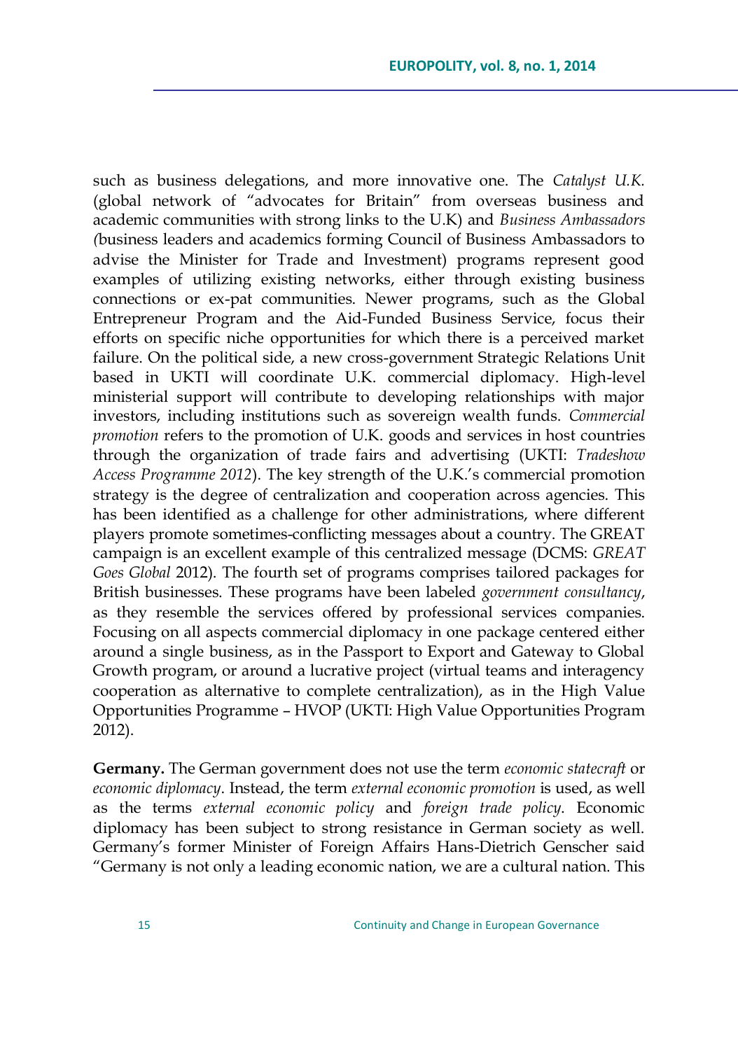such as business delegations, and more innovative one. The *Catalyst U.K.* (global network of "advocates for Britain" from overseas business and academic communities with strong links to the U.K) and *Business Ambassadors (*business leaders and academics forming Council of Business Ambassadors to advise the Minister for Trade and Investment) programs represent good examples of utilizing existing networks, either through existing business connections or ex-pat communities. Newer programs, such as the Global Entrepreneur Program and the Aid-Funded Business Service, focus their efforts on specific niche opportunities for which there is a perceived market failure. On the political side, a new cross-government Strategic Relations Unit based in UKTI will coordinate U.K. commercial diplomacy. High-level ministerial support will contribute to developing relationships with major investors, including institutions such as sovereign wealth funds. *Commercial promotion* refers to the promotion of U.K. goods and services in host countries through the organization of trade fairs and advertising (UKTI: *Tradeshow Access Programme 2012*). The key strength of the U.K.'s commercial promotion strategy is the degree of centralization and cooperation across agencies. This has been identified as a challenge for other administrations, where different players promote sometimes-conflicting messages about a country. The GREAT campaign is an excellent example of this centralized message (DCMS: *GREAT Goes Global* 2012). The fourth set of programs comprises tailored packages for British businesses. These programs have been labeled *government consultancy*, as they resemble the services offered by professional services companies. Focusing on all aspects commercial diplomacy in one package centered either around a single business, as in the Passport to Export and Gateway to Global Growth program, or around a lucrative project (virtual teams and interagency cooperation as alternative to complete centralization), as in the High Value Opportunities Programme – HVOP (UKTI: High Value Opportunities Program 2012).

**Germany.** The German government does not use the term *economic statecraft* or *economic diplomacy*. Instead, the term *external economic promotion* is used, as well as the terms *external economic policy* and *foreign trade policy*. Economic diplomacy has been subject to strong resistance in German society as well. Germany's former Minister of Foreign Affairs Hans-Dietrich Genscher said "Germany is not only a leading economic nation, we are a cultural nation. This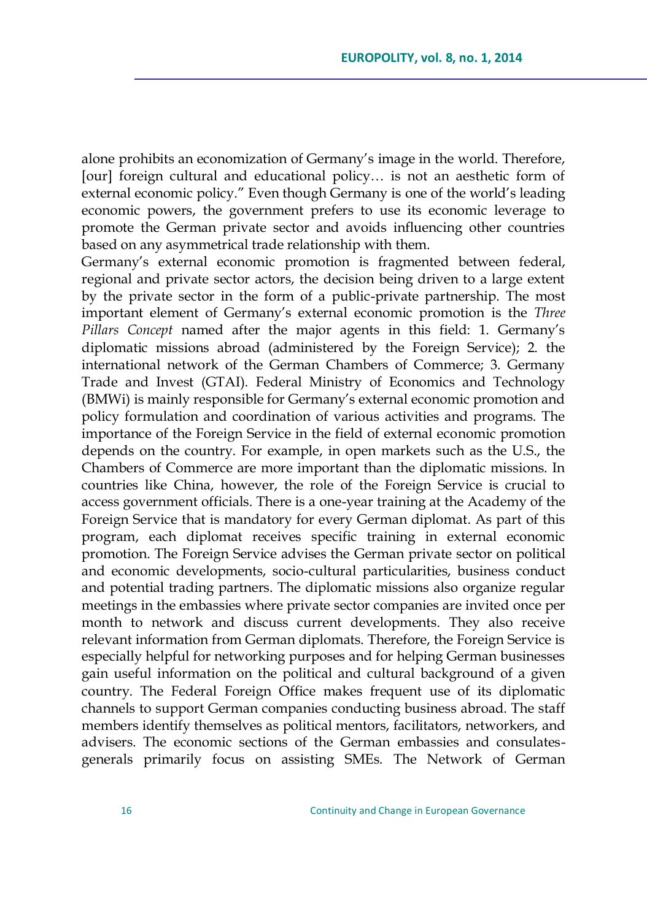alone prohibits an economization of Germany's image in the world. Therefore, [our] foreign cultural and educational policy… is not an aesthetic form of external economic policy." Even though Germany is one of the world's leading economic powers, the government prefers to use its economic leverage to promote the German private sector and avoids influencing other countries based on any asymmetrical trade relationship with them.

Germany's external economic promotion is fragmented between federal, regional and private sector actors, the decision being driven to a large extent by the private sector in the form of a public-private partnership. The most important element of Germany's external economic promotion is the *Three Pillars Concept* named after the major agents in this field: 1. Germany's diplomatic missions abroad (administered by the Foreign Service); 2. the international network of the German Chambers of Commerce; 3. Germany Trade and Invest (GTAI). Federal Ministry of Economics and Technology (BMWi) is mainly responsible for Germany's external economic promotion and policy formulation and coordination of various activities and programs. The importance of the Foreign Service in the field of external economic promotion depends on the country. For example, in open markets such as the U.S., the Chambers of Commerce are more important than the diplomatic missions. In countries like China, however, the role of the Foreign Service is crucial to access government officials. There is a one-year training at the Academy of the Foreign Service that is mandatory for every German diplomat. As part of this program, each diplomat receives specific training in external economic promotion. The Foreign Service advises the German private sector on political and economic developments, socio-cultural particularities, business conduct and potential trading partners. The diplomatic missions also organize regular meetings in the embassies where private sector companies are invited once per month to network and discuss current developments. They also receive relevant information from German diplomats. Therefore, the Foreign Service is especially helpful for networking purposes and for helping German businesses gain useful information on the political and cultural background of a given country. The Federal Foreign Office makes frequent use of its diplomatic channels to support German companies conducting business abroad. The staff members identify themselves as political mentors, facilitators, networkers, and advisers. The economic sections of the German embassies and consulates-generals primarily focus on assisting SMEs. The Network of German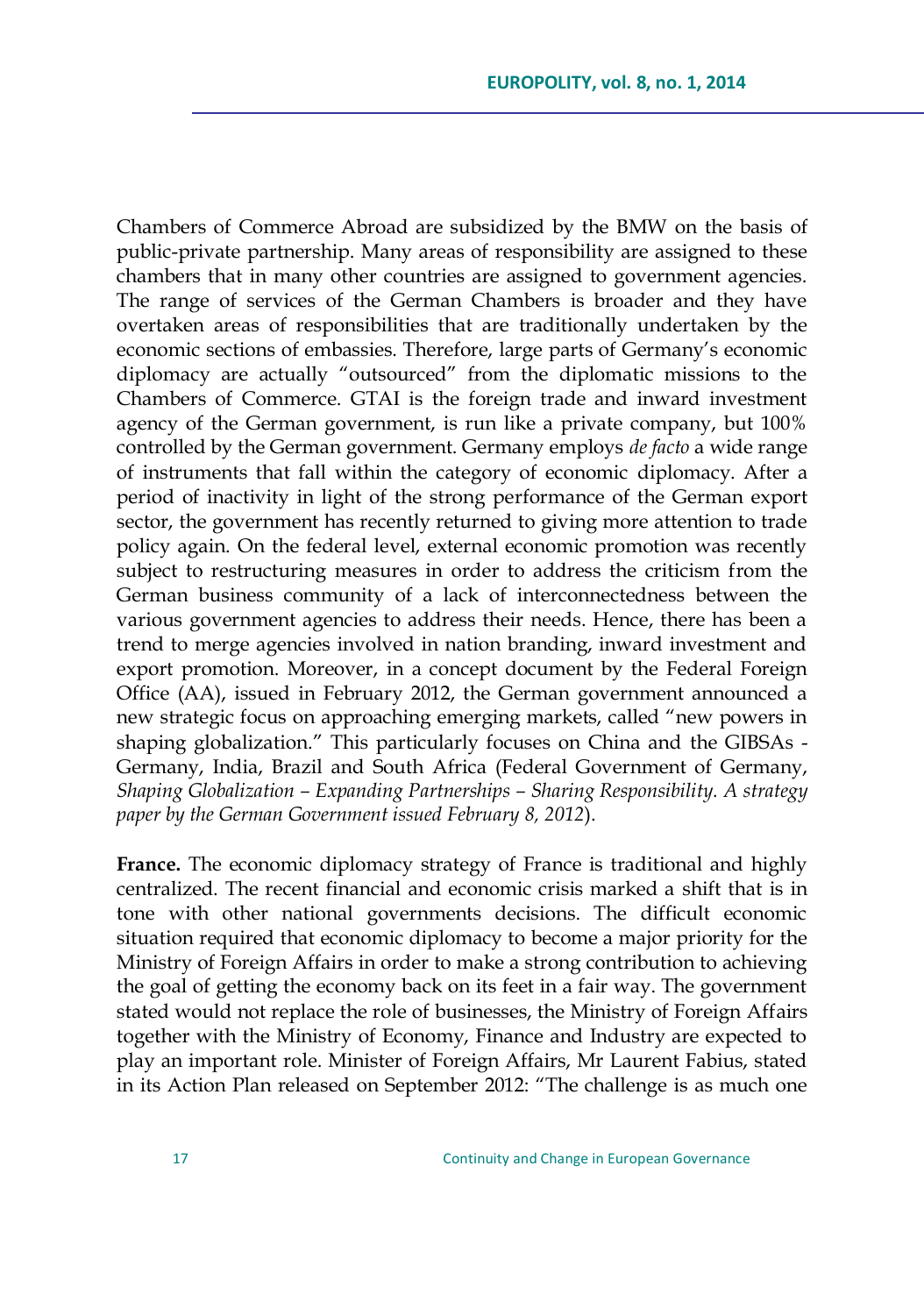Chambers of Commerce Abroad are subsidized by the BMW on the basis of public-private partnership. Many areas of responsibility are assigned to these chambers that in many other countries are assigned to government agencies. The range of services of the German Chambers is broader and they have overtaken areas of responsibilities that are traditionally undertaken by the economic sections of embassies. Therefore, large parts of Germany's economic diplomacy are actually "outsourced" from the diplomatic missions to the Chambers of Commerce. GTAI is the foreign trade and inward investment agency of the German government, is run like a private company, but 100% controlled by the German government. Germany employs *de facto* a wide range of instruments that fall within the category of economic diplomacy. After a period of inactivity in light of the strong performance of the German export sector, the government has recently returned to giving more attention to trade policy again. On the federal level, external economic promotion was recently subject to restructuring measures in order to address the criticism from the German business community of a lack of interconnectedness between the various government agencies to address their needs. Hence, there has been a trend to merge agencies involved in nation branding, inward investment and export promotion. Moreover, in a concept document by the Federal Foreign Office (AA), issued in February 2012, the German government announced a new strategic focus on approaching emerging markets, called "new powers in shaping globalization." This particularly focuses on China and the GIBSAs - Germany, India, Brazil and South Africa (Federal Government of Germany, *Shaping Globalization – Expanding Partnerships – Sharing Responsibility. A strategy paper by the German Government issued February 8, 2012*).

**France.** The economic diplomacy strategy of France is traditional and highly centralized. The recent financial and economic crisis marked a shift that is in tone with other national governments decisions. The difficult economic situation required that economic diplomacy to become a major priority for the Ministry of Foreign Affairs in order to make a strong contribution to achieving the goal of getting the economy back on its feet in a fair way. The government stated would not replace the role of businesses, the Ministry of Foreign Affairs together with the Ministry of Economy, Finance and Industry are expected to play an important role. Minister of Foreign Affairs, Mr Laurent Fabius, stated in its Action Plan released on September 2012: "The challenge is as much one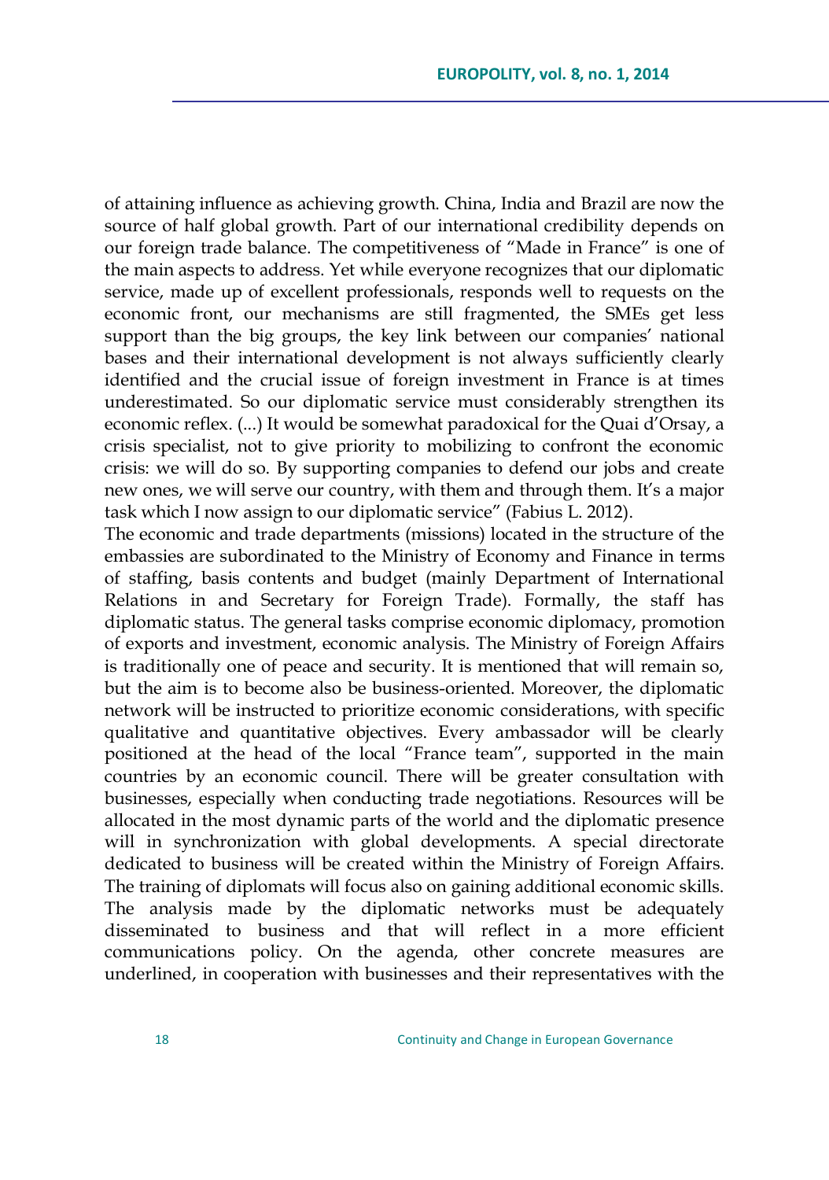of attaining influence as achieving growth. China, India and Brazil are now the source of half global growth. Part of our international credibility depends on our foreign trade balance. The competitiveness of "Made in France" is one of the main aspects to address. Yet while everyone recognizes that our diplomatic service, made up of excellent professionals, responds well to requests on the economic front, our mechanisms are still fragmented, the SMEs get less support than the big groups, the key link between our companies' national bases and their international development is not always sufficiently clearly identified and the crucial issue of foreign investment in France is at times underestimated. So our diplomatic service must considerably strengthen its economic reflex. (...) It would be somewhat paradoxical for the Quai d'Orsay, a crisis specialist, not to give priority to mobilizing to confront the economic crisis: we will do so. By supporting companies to defend our jobs and create new ones, we will serve our country, with them and through them. It's a major task which I now assign to our diplomatic service" (Fabius L. 2012).

The economic and trade departments (missions) located in the structure of the embassies are subordinated to the Ministry of Economy and Finance in terms of staffing, basis contents and budget (mainly Department of International Relations in and Secretary for Foreign Trade). Formally, the staff has diplomatic status. The general tasks comprise economic diplomacy, promotion of exports and investment, economic analysis. The Ministry of Foreign Affairs is traditionally one of peace and security. It is mentioned that will remain so, but the aim is to become also be business-oriented. Moreover, the diplomatic network will be instructed to prioritize economic considerations, with specific qualitative and quantitative objectives. Every ambassador will be clearly positioned at the head of the local "France team", supported in the main countries by an economic council. There will be greater consultation with businesses, especially when conducting trade negotiations. Resources will be allocated in the most dynamic parts of the world and the diplomatic presence will in synchronization with global developments. A special directorate dedicated to business will be created within the Ministry of Foreign Affairs. The training of diplomats will focus also on gaining additional economic skills. The analysis made by the diplomatic networks must be adequately disseminated to business and that will reflect in a more efficient communications policy. On the agenda, other concrete measures are underlined, in cooperation with businesses and their representatives with the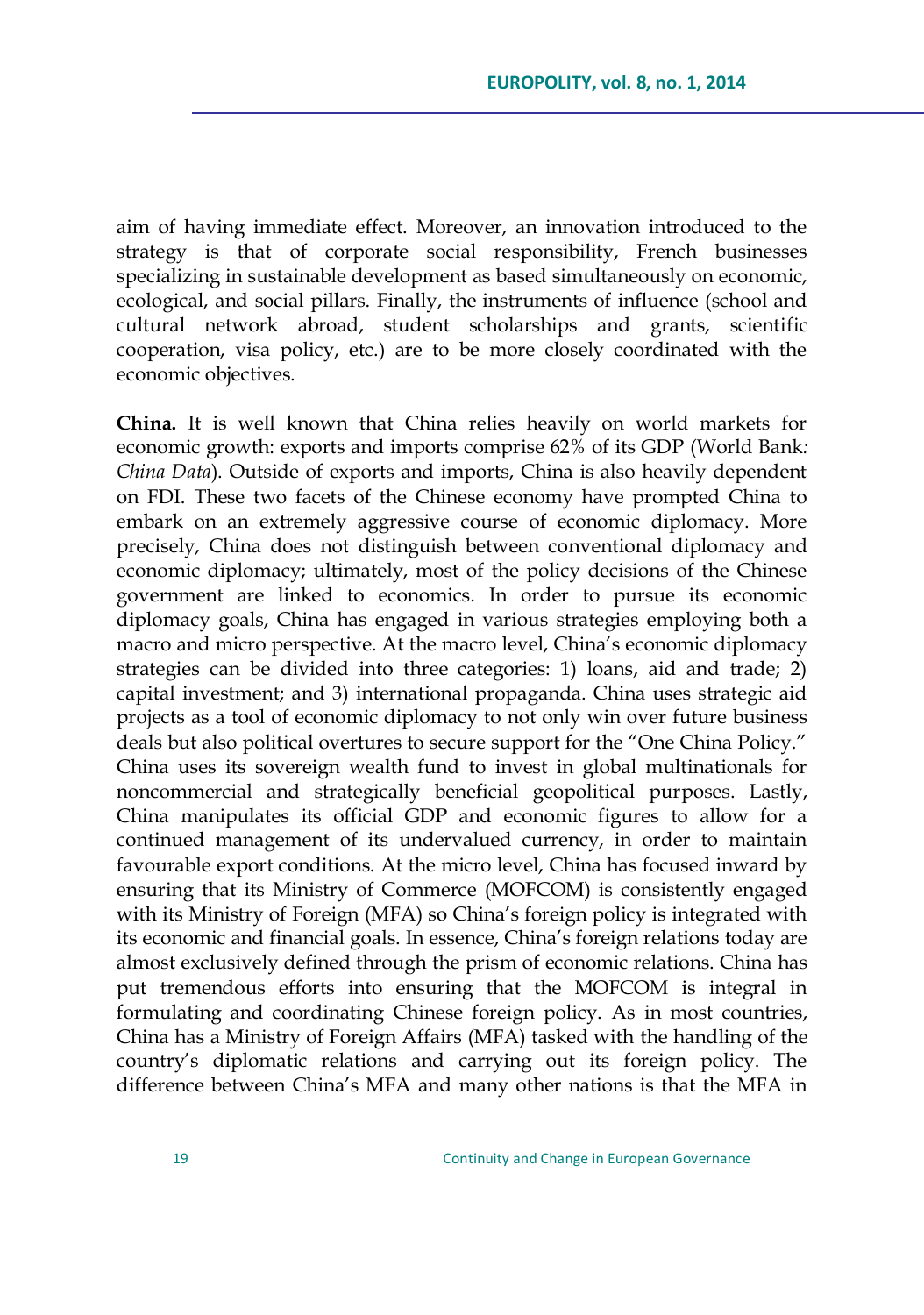aim of having immediate effect. Moreover, an innovation introduced to the strategy is that of corporate social responsibility, French businesses specializing in sustainable development as based simultaneously on economic, ecological, and social pillars. Finally, the instruments of influence (school and cultural network abroad, student scholarships and grants, scientific cooperation, visa policy, etc.) are to be more closely coordinated with the economic objectives.

**China.** It is well known that China relies heavily on world markets for economic growth: exports and imports comprise 62% of its GDP (World Bank*: China Data*). Outside of exports and imports, China is also heavily dependent on FDI. These two facets of the Chinese economy have prompted China to embark on an extremely aggressive course of economic diplomacy. More precisely, China does not distinguish between conventional diplomacy and economic diplomacy; ultimately, most of the policy decisions of the Chinese government are linked to economics. In order to pursue its economic diplomacy goals, China has engaged in various strategies employing both a macro and micro perspective. At the macro level, China's economic diplomacy strategies can be divided into three categories: 1) loans, aid and trade; 2) capital investment; and 3) international propaganda. China uses strategic aid projects as a tool of economic diplomacy to not only win over future business deals but also political overtures to secure support for the "One China Policy." China uses its sovereign wealth fund to invest in global multinationals for noncommercial and strategically beneficial geopolitical purposes. Lastly, China manipulates its official GDP and economic figures to allow for a continued management of its undervalued currency, in order to maintain favourable export conditions. At the micro level, China has focused inward by ensuring that its Ministry of Commerce (MOFCOM) is consistently engaged with its Ministry of Foreign (MFA) so China's foreign policy is integrated with its economic and financial goals. In essence, China's foreign relations today are almost exclusively defined through the prism of economic relations. China has put tremendous efforts into ensuring that the MOFCOM is integral in formulating and coordinating Chinese foreign policy. As in most countries, China has a Ministry of Foreign Affairs (MFA) tasked with the handling of the country's diplomatic relations and carrying out its foreign policy. The difference between China's MFA and many other nations is that the MFA in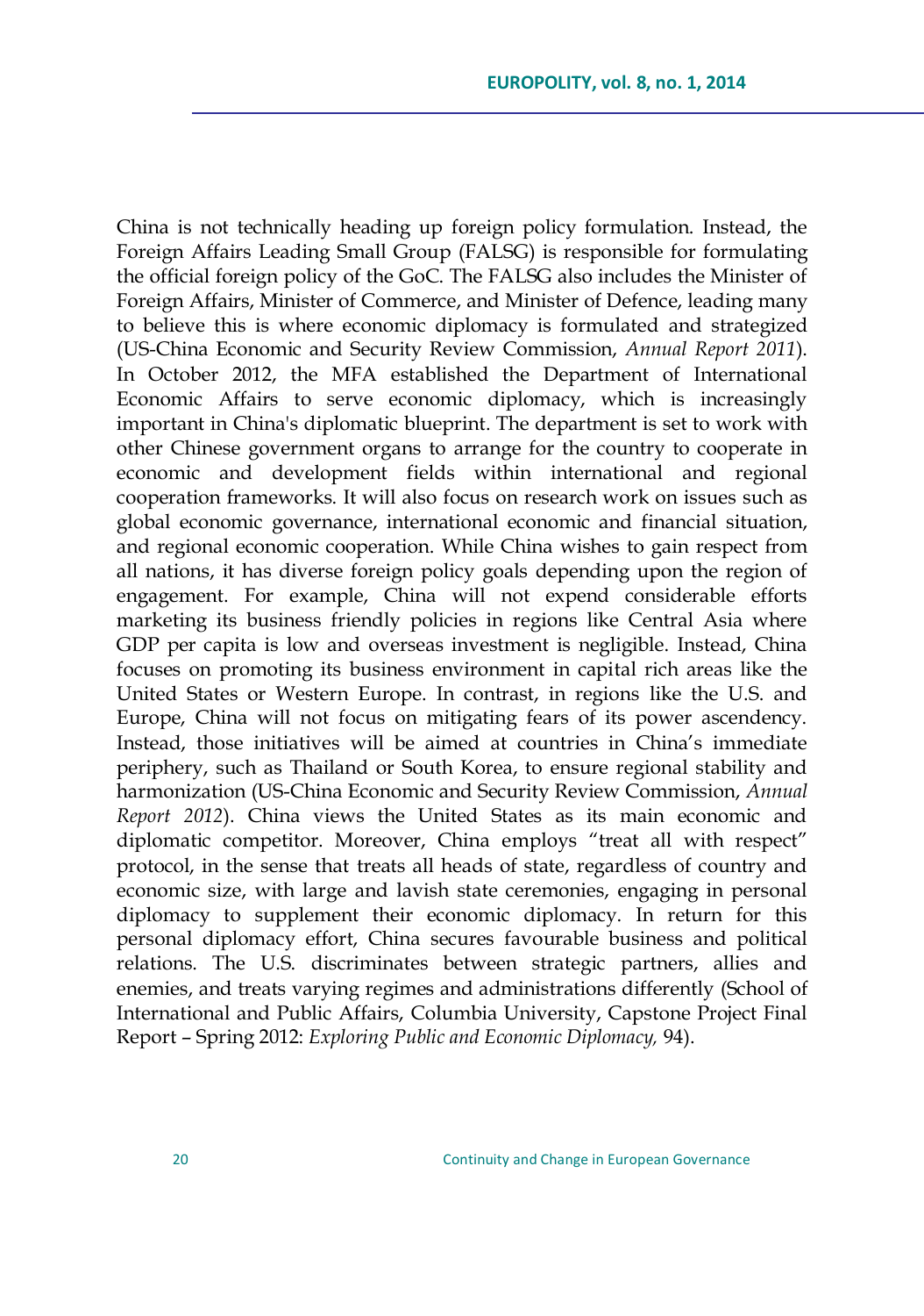China is not technically heading up foreign policy formulation. Instead, the Foreign Affairs Leading Small Group (FALSG) is responsible for formulating the official foreign policy of the GoC. The FALSG also includes the Minister of Foreign Affairs, Minister of Commerce, and Minister of Defence, leading many to believe this is where economic diplomacy is formulated and strategized (US-China Economic and Security Review Commission, *Annual Report 2011*). In October 2012, the MFA established the Department of International Economic Affairs to serve economic diplomacy, which is increasingly important in China's diplomatic blueprint. The department is set to work with other Chinese government organs to arrange for the country to cooperate in economic and development fields within international and regional cooperation frameworks. It will also focus on research work on issues such as global economic governance, international economic and financial situation, and regional economic cooperation. While China wishes to gain respect from all nations, it has diverse foreign policy goals depending upon the region of engagement. For example, China will not expend considerable efforts marketing its business friendly policies in regions like Central Asia where GDP per capita is low and overseas investment is negligible. Instead, China focuses on promoting its business environment in capital rich areas like the United States or Western Europe. In contrast, in regions like the U.S. and Europe, China will not focus on mitigating fears of its power ascendency. Instead, those initiatives will be aimed at countries in China's immediate periphery, such as Thailand or South Korea, to ensure regional stability and harmonization (US-China Economic and Security Review Commission, *Annual Report 2012*). China views the United States as its main economic and diplomatic competitor. Moreover, China employs "treat all with respect" protocol, in the sense that treats all heads of state, regardless of country and economic size, with large and lavish state ceremonies, engaging in personal diplomacy to supplement their economic diplomacy. In return for this personal diplomacy effort, China secures favourable business and political relations. The U.S. discriminates between strategic partners, allies and enemies, and treats varying regimes and administrations differently (School of International and Public Affairs, Columbia University, Capstone Project Final Report – Spring 2012: *Exploring Public and Economic Diplomacy,* 94).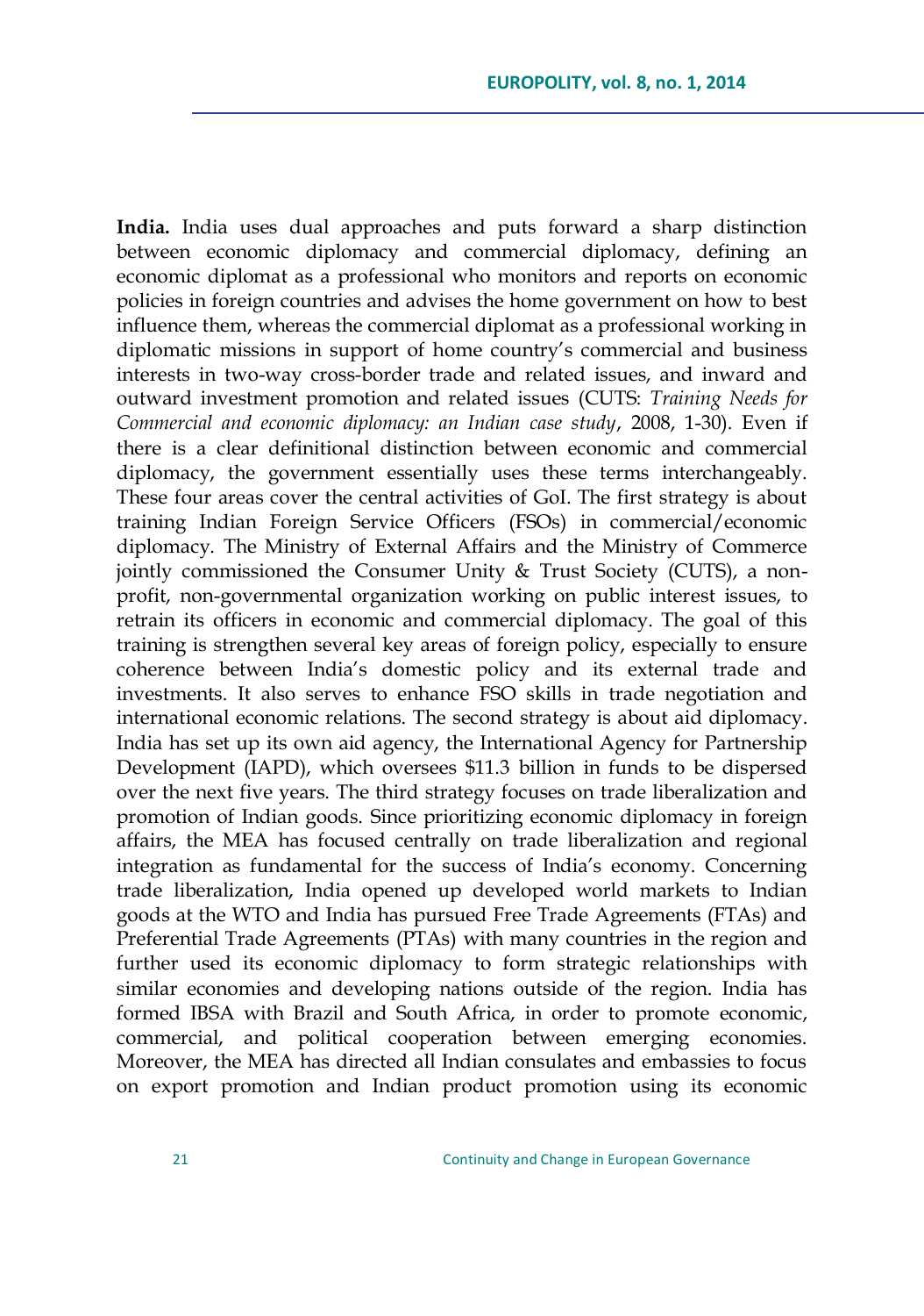**India.** India uses dual approaches and puts forward a sharp distinction between economic diplomacy and commercial diplomacy, defining an economic diplomat as a professional who monitors and reports on economic policies in foreign countries and advises the home government on how to best influence them, whereas the commercial diplomat as a professional working in diplomatic missions in support of home country's commercial and business interests in two-way cross-border trade and related issues, and inward and outward investment promotion and related issues (CUTS: *Training Needs for Commercial and economic diplomacy: an Indian case study*, 2008, 1-30). Even if there is a clear definitional distinction between economic and commercial diplomacy, the government essentially uses these terms interchangeably. These four areas cover the central activities of GoI. The first strategy is about training Indian Foreign Service Officers (FSOs) in commercial/economic diplomacy. The Ministry of External Affairs and the Ministry of Commerce jointly commissioned the Consumer Unity & Trust Society (CUTS), a non-profit, non-governmental organization working on public interest issues, to retrain its officers in economic and commercial diplomacy. The goal of this training is strengthen several key areas of foreign policy, especially to ensure coherence between India's domestic policy and its external trade and investments. It also serves to enhance FSO skills in trade negotiation and international economic relations. The second strategy is about aid diplomacy. India has set up its own aid agency, the International Agency for Partnership Development (IAPD), which oversees $11.3 billion in funds to be dispersed over the next five years. The third strategy focuses on trade liberalization and promotion of Indian goods. Since prioritizing economic diplomacy in foreign affairs, the MEA has focused centrally on trade liberalization and regional integration as fundamental for the success of India's economy. Concerning trade liberalization, India opened up developed world markets to Indian goods at the WTO and India has pursued Free Trade Agreements (FTAs) and Preferential Trade Agreements (PTAs) with many countries in the region and further used its economic diplomacy to form strategic relationships with similar economies and developing nations outside of the region. India has formed IBSA with Brazil and South Africa, in order to promote economic, commercial, and political cooperation between emerging economies. Moreover, the MEA has directed all Indian consulates and embassies to focus on export promotion and Indian product promotion using its economic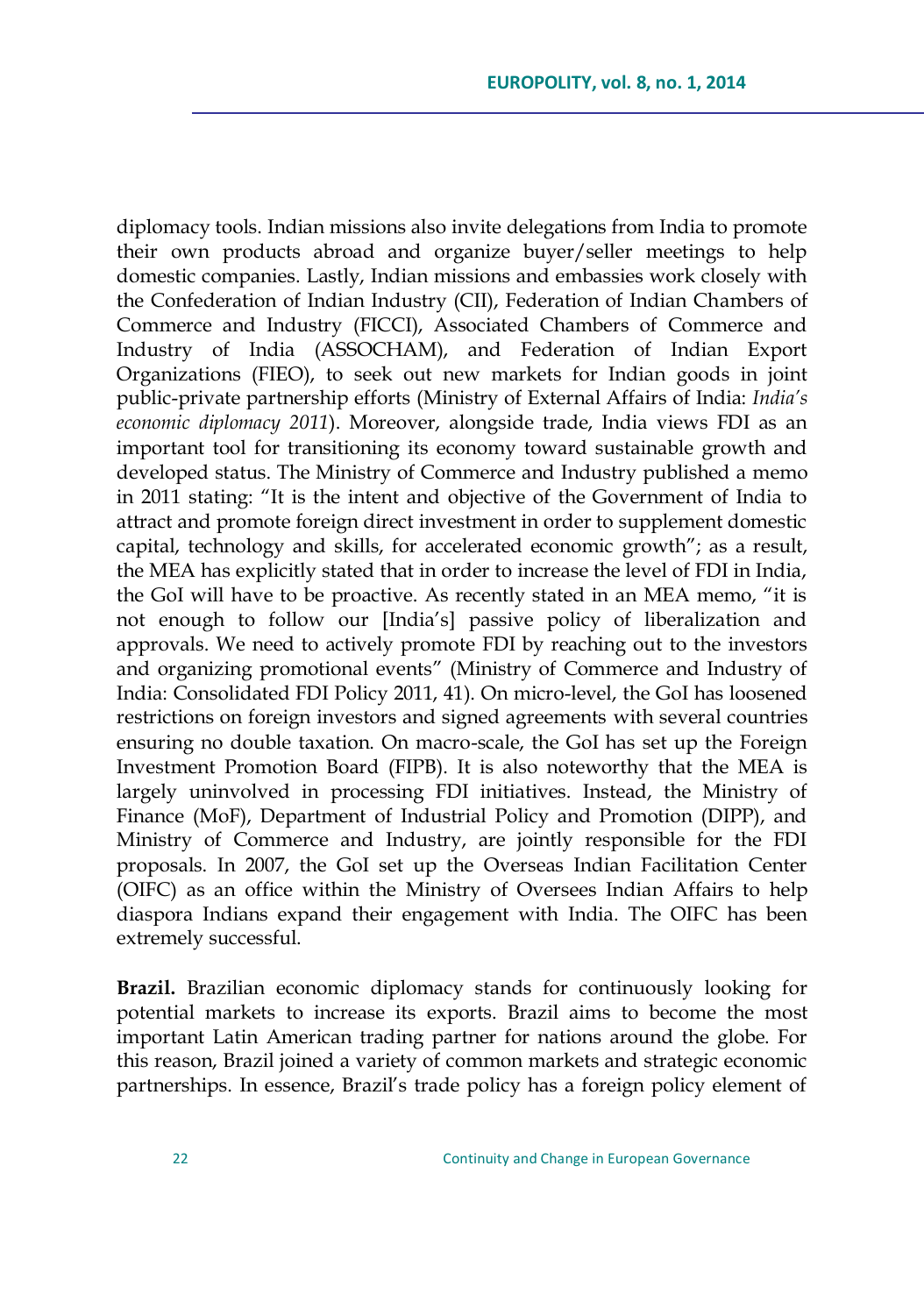diplomacy tools. Indian missions also invite delegations from India to promote their own products abroad and organize buyer/seller meetings to help domestic companies. Lastly, Indian missions and embassies work closely with the Confederation of Indian Industry (CII), Federation of Indian Chambers of Commerce and Industry (FICCI), Associated Chambers of Commerce and Industry of India (ASSOCHAM), and Federation of Indian Export Organizations (FIEO), to seek out new markets for Indian goods in joint public-private partnership efforts (Ministry of External Affairs of India: *India's economic diplomacy 2011*). Moreover, alongside trade, India views FDI as an important tool for transitioning its economy toward sustainable growth and developed status. The Ministry of Commerce and Industry published a memo in 2011 stating: "It is the intent and objective of the Government of India to attract and promote foreign direct investment in order to supplement domestic capital, technology and skills, for accelerated economic growth"; as a result, the MEA has explicitly stated that in order to increase the level of FDI in India, the GoI will have to be proactive. As recently stated in an MEA memo, "it is not enough to follow our [India's] passive policy of liberalization and approvals. We need to actively promote FDI by reaching out to the investors and organizing promotional events" (Ministry of Commerce and Industry of India: Consolidated FDI Policy 2011, 41). On micro-level, the GoI has loosened restrictions on foreign investors and signed agreements with several countries ensuring no double taxation. On macro-scale, the GoI has set up the Foreign Investment Promotion Board (FIPB). It is also noteworthy that the MEA is largely uninvolved in processing FDI initiatives. Instead, the Ministry of Finance (MoF), Department of Industrial Policy and Promotion (DIPP), and Ministry of Commerce and Industry, are jointly responsible for the FDI proposals. In 2007, the GoI set up the Overseas Indian Facilitation Center (OIFC) as an office within the Ministry of Oversees Indian Affairs to help diaspora Indians expand their engagement with India. The OIFC has been extremely successful.

**Brazil.** Brazilian economic diplomacy stands for continuously looking for potential markets to increase its exports. Brazil aims to become the most important Latin American trading partner for nations around the globe. For this reason, Brazil joined a variety of common markets and strategic economic partnerships. In essence, Brazil's trade policy has a foreign policy element of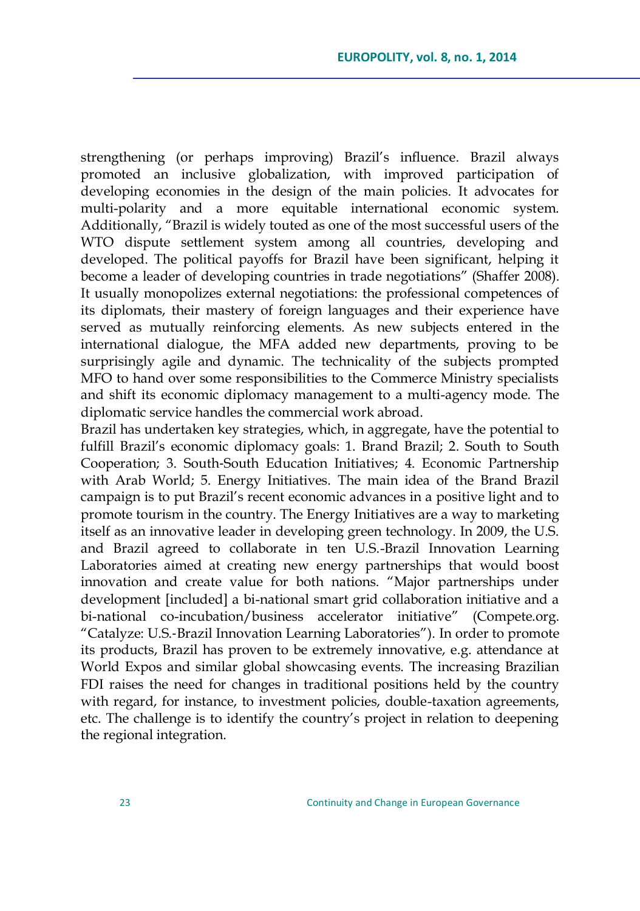strengthening (or perhaps improving) Brazil's influence. Brazil always promoted an inclusive globalization, with improved participation of developing economies in the design of the main policies. It advocates for multi-polarity and a more equitable international economic system. Additionally, "Brazil is widely touted as one of the most successful users of the WTO dispute settlement system among all countries, developing and developed. The political payoffs for Brazil have been significant, helping it become a leader of developing countries in trade negotiations" (Shaffer 2008). It usually monopolizes external negotiations: the professional competences of its diplomats, their mastery of foreign languages and their experience have served as mutually reinforcing elements. As new subjects entered in the international dialogue, the MFA added new departments, proving to be surprisingly agile and dynamic. The technicality of the subjects prompted MFO to hand over some responsibilities to the Commerce Ministry specialists and shift its economic diplomacy management to a multi-agency mode. The diplomatic service handles the commercial work abroad.

Brazil has undertaken key strategies, which, in aggregate, have the potential to fulfill Brazil's economic diplomacy goals: 1. Brand Brazil; 2. South to South Cooperation; 3. South-South Education Initiatives; 4. Economic Partnership with Arab World; 5. Energy Initiatives. The main idea of the Brand Brazil campaign is to put Brazil's recent economic advances in a positive light and to promote tourism in the country. The Energy Initiatives are a way to marketing itself as an innovative leader in developing green technology. In 2009, the U.S. and Brazil agreed to collaborate in ten U.S.-Brazil Innovation Learning Laboratories aimed at creating new energy partnerships that would boost innovation and create value for both nations. "Major partnerships under development [included] a bi-national smart grid collaboration initiative and a bi-national co-incubation/business accelerator initiative" (Compete.org. "Catalyze: U.S.-Brazil Innovation Learning Laboratories"). In order to promote its products, Brazil has proven to be extremely innovative, e.g. attendance at World Expos and similar global showcasing events. The increasing Brazilian FDI raises the need for changes in traditional positions held by the country with regard, for instance, to investment policies, double-taxation agreements, etc. The challenge is to identify the country's project in relation to deepening the regional integration.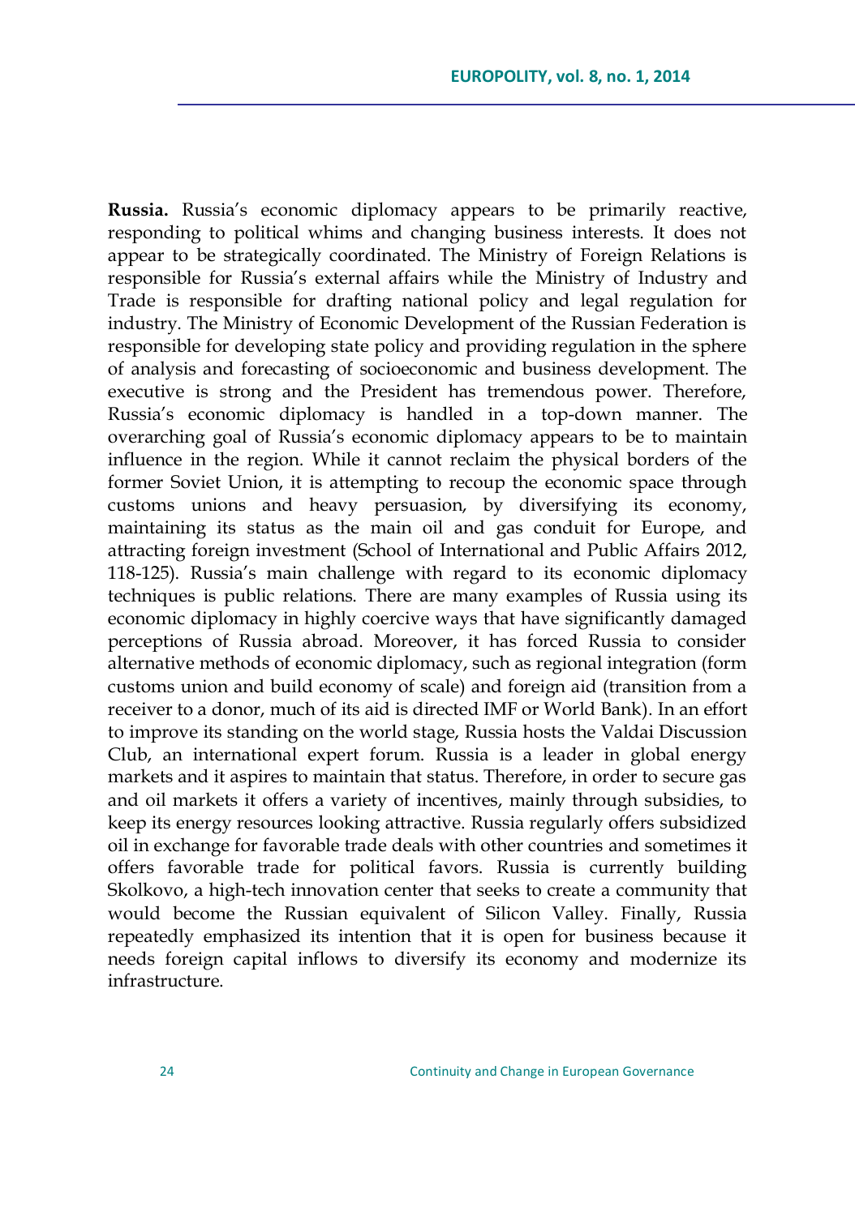**Russia.** Russia's economic diplomacy appears to be primarily reactive, responding to political whims and changing business interests. It does not appear to be strategically coordinated. The Ministry of Foreign Relations is responsible for Russia's external affairs while the Ministry of Industry and Trade is responsible for drafting national policy and legal regulation for industry. The Ministry of Economic Development of the Russian Federation is responsible for developing state policy and providing regulation in the sphere of analysis and forecasting of socioeconomic and business development. The executive is strong and the President has tremendous power. Therefore, Russia's economic diplomacy is handled in a top-down manner. The overarching goal of Russia's economic diplomacy appears to be to maintain influence in the region. While it cannot reclaim the physical borders of the former Soviet Union, it is attempting to recoup the economic space through customs unions and heavy persuasion, by diversifying its economy, maintaining its status as the main oil and gas conduit for Europe, and attracting foreign investment (School of International and Public Affairs 2012, 118-125). Russia's main challenge with regard to its economic diplomacy techniques is public relations. There are many examples of Russia using its economic diplomacy in highly coercive ways that have significantly damaged perceptions of Russia abroad. Moreover, it has forced Russia to consider alternative methods of economic diplomacy, such as regional integration (form customs union and build economy of scale) and foreign aid (transition from a receiver to a donor, much of its aid is directed IMF or World Bank). In an effort to improve its standing on the world stage, Russia hosts the Valdai Discussion Club, an international expert forum. Russia is a leader in global energy markets and it aspires to maintain that status. Therefore, in order to secure gas and oil markets it offers a variety of incentives, mainly through subsidies, to keep its energy resources looking attractive. Russia regularly offers subsidized oil in exchange for favorable trade deals with other countries and sometimes it offers favorable trade for political favors. Russia is currently building Skolkovo, a high-tech innovation center that seeks to create a community that would become the Russian equivalent of Silicon Valley. Finally, Russia repeatedly emphasized its intention that it is open for business because it needs foreign capital inflows to diversify its economy and modernize its infrastructure.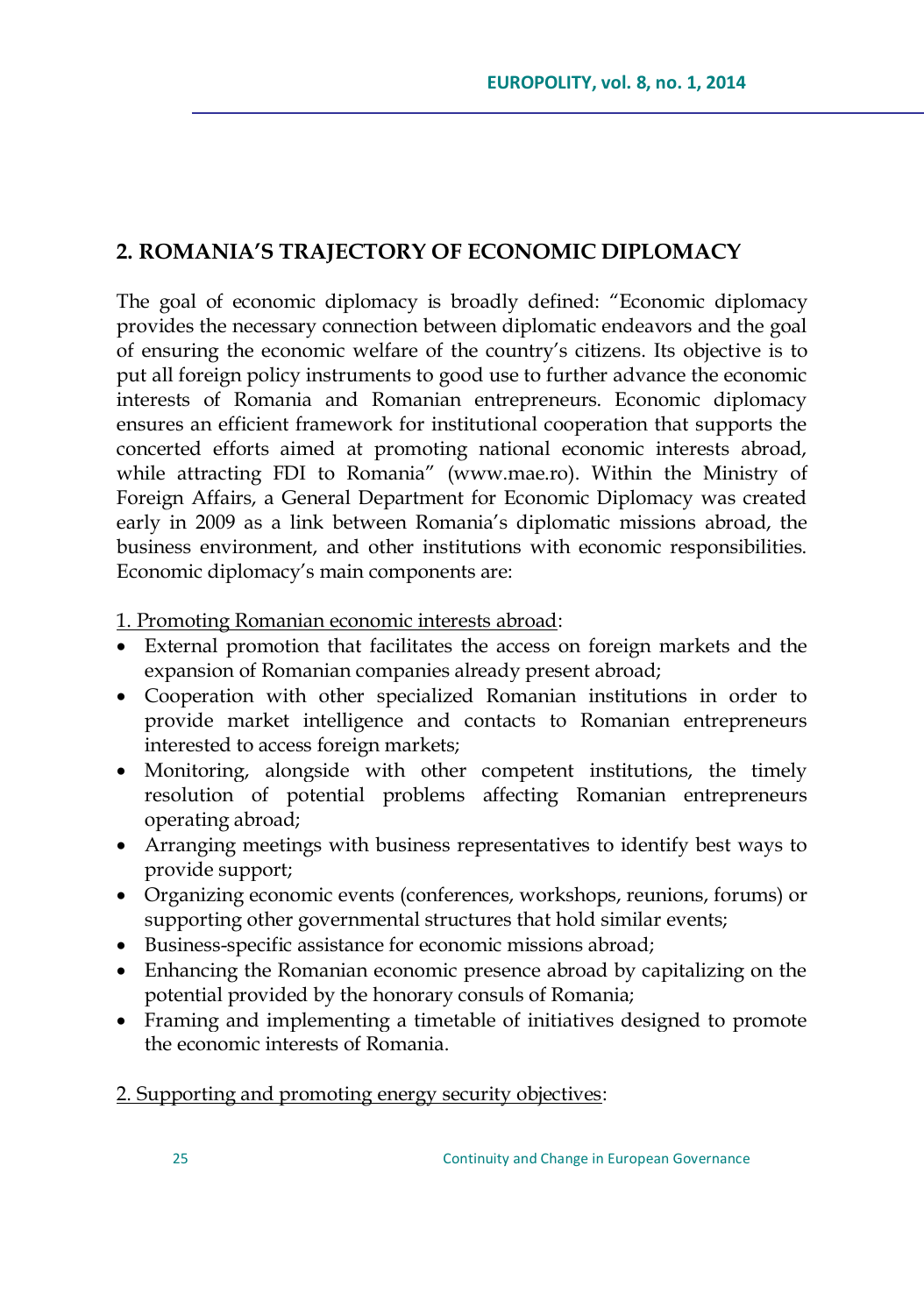## 2. ROMANIA'S TRAJECTORY OF ECONOMIC DIPLOMACY

The goal of economic diplomacy is broadly defined: "Economic diplomacy provides the necessary connection between diplomatic endeavors and the goal of ensuring the economic welfare of the country's citizens. Its objective is to put all foreign policy instruments to good use to further advance the economic interests of Romania and Romanian entrepreneurs. Economic diplomacy ensures an efficient framework for institutional cooperation that supports the concerted efforts aimed at promoting national economic interests abroad, while attracting FDI to Romania" (www.mae.ro). Within the Ministry of Foreign Affairs, a General Department for Economic Diplomacy was created early in 2009 as a link between Romania's diplomatic missions abroad, the business environment, and other institutions with economic responsibilities. Economic diplomacy's main components are:

1. Promoting Romanian economic interests abroad:

- External promotion that facilitates the access on foreign markets and the expansion of Romanian companies already present abroad;
- Cooperation with other specialized Romanian institutions in order to provide market intelligence and contacts to Romanian entrepreneurs interested to access foreign markets;
- Monitoring, alongside with other competent institutions, the timely resolution of potential problems affecting Romanian entrepreneurs operating abroad;
- Arranging meetings with business representatives to identify best ways to provide support;
- Organizing economic events (conferences, workshops, reunions, forums) or supporting other governmental structures that hold similar events;
- Business-specific assistance for economic missions abroad;
- Enhancing the Romanian economic presence abroad by capitalizing on the potential provided by the honorary consuls of Romania;
- Framing and implementing a timetable of initiatives designed to promote the economic interests of Romania.

2. Supporting and promoting energy security objectives: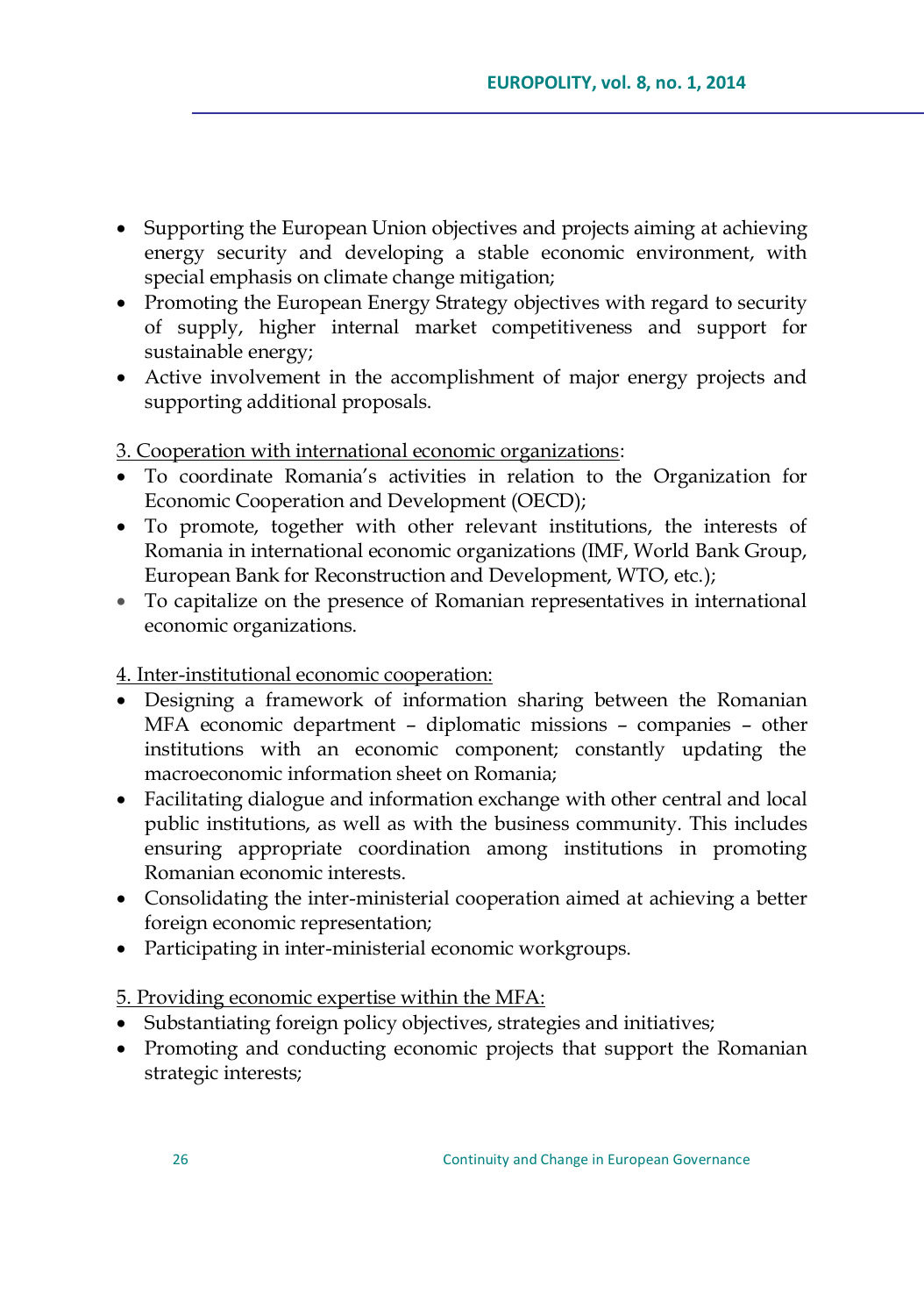- Supporting the European Union objectives and projects aiming at achieving energy security and developing a stable economic environment, with special emphasis on climate change mitigation;
- Promoting the European Energy Strategy objectives with regard to security of supply, higher internal market competitiveness and support for sustainable energy;
- Active involvement in the accomplishment of major energy projects and supporting additional proposals.

3. Cooperation with international economic organizations:
- To coordinate Romania's activities in relation to the Organization for Economic Cooperation and Development (OECD);
- To promote, together with other relevant institutions, the interests of Romania in international economic organizations (IMF, World Bank Group, European Bank for Reconstruction and Development, WTO, etc.);
- To capitalize on the presence of Romanian representatives in international economic organizations.

4. Inter-institutional economic cooperation:
- Designing a framework of information sharing between the Romanian MFA economic department – diplomatic missions – companies – other institutions with an economic component; constantly updating the macroeconomic information sheet on Romania;
- Facilitating dialogue and information exchange with other central and local public institutions, as well as with the business community. This includes ensuring appropriate coordination among institutions in promoting Romanian economic interests.
- Consolidating the inter-ministerial cooperation aimed at achieving a better foreign economic representation;
- Participating in inter-ministerial economic workgroups.

5. Providing economic expertise within the MFA:
- Substantiating foreign policy objectives, strategies and initiatives;
- Promoting and conducting economic projects that support the Romanian strategic interests;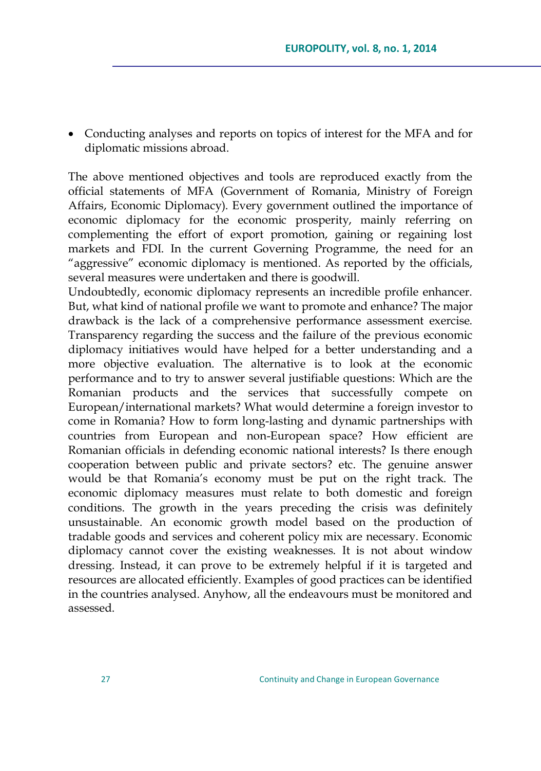- Conducting analyses and reports on topics of interest for the MFA and for diplomatic missions abroad.

The above mentioned objectives and tools are reproduced exactly from the official statements of MFA (Government of Romania, Ministry of Foreign Affairs, Economic Diplomacy). Every government outlined the importance of economic diplomacy for the economic prosperity, mainly referring on complementing the effort of export promotion, gaining or regaining lost markets and FDI. In the current Governing Programme, the need for an "aggressive" economic diplomacy is mentioned. As reported by the officials, several measures were undertaken and there is goodwill.

Undoubtedly, economic diplomacy represents an incredible profile enhancer. But, what kind of national profile we want to promote and enhance? The major drawback is the lack of a comprehensive performance assessment exercise. Transparency regarding the success and the failure of the previous economic diplomacy initiatives would have helped for a better understanding and a more objective evaluation. The alternative is to look at the economic performance and to try to answer several justifiable questions: Which are the Romanian products and the services that successfully compete on European/international markets? What would determine a foreign investor to come in Romania? How to form long-lasting and dynamic partnerships with countries from European and non-European space? How efficient are Romanian officials in defending economic national interests? Is there enough cooperation between public and private sectors? etc. The genuine answer would be that Romania's economy must be put on the right track. The economic diplomacy measures must relate to both domestic and foreign conditions. The growth in the years preceding the crisis was definitely unsustainable. An economic growth model based on the production of tradable goods and services and coherent policy mix are necessary. Economic diplomacy cannot cover the existing weaknesses. It is not about window dressing. Instead, it can prove to be extremely helpful if it is targeted and resources are allocated efficiently. Examples of good practices can be identified in the countries analysed. Anyhow, all the endeavours must be monitored and assessed.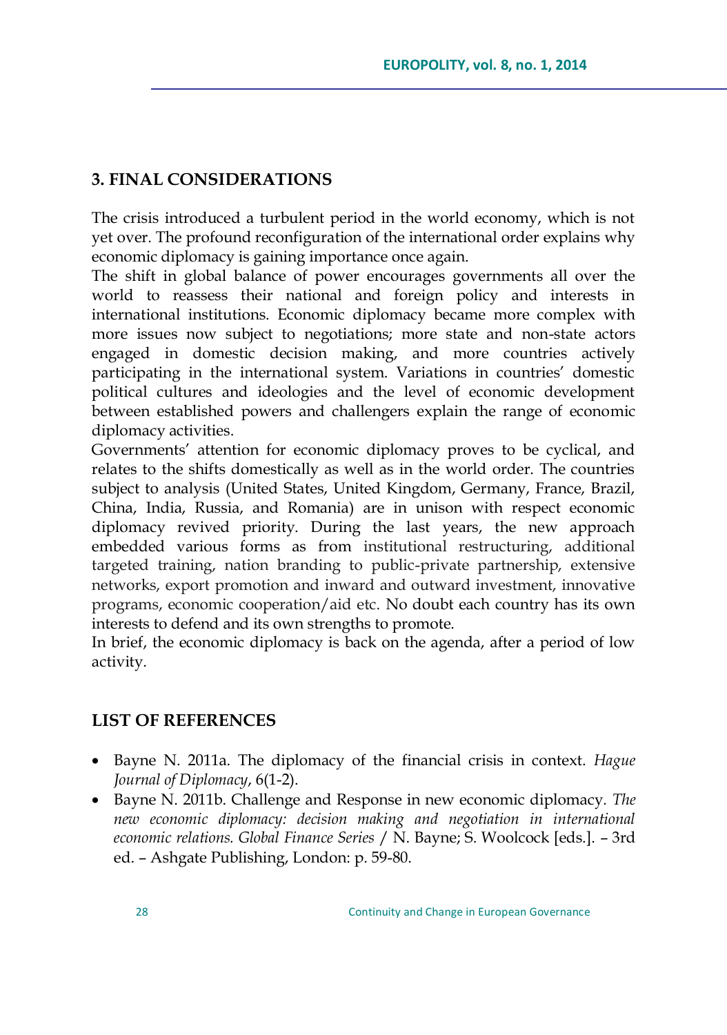## 3. FINAL CONSIDERATIONS

The crisis introduced a turbulent period in the world economy, which is not yet over. The profound reconfiguration of the international order explains why economic diplomacy is gaining importance once again.

The shift in global balance of power encourages governments all over the world to reassess their national and foreign policy and interests in international institutions. Economic diplomacy became more complex with more issues now subject to negotiations; more state and non-state actors engaged in domestic decision making, and more countries actively participating in the international system. Variations in countries' domestic political cultures and ideologies and the level of economic development between established powers and challengers explain the range of economic diplomacy activities.

Governments' attention for economic diplomacy proves to be cyclical, and relates to the shifts domestically as well as in the world order. The countries subject to analysis (United States, United Kingdom, Germany, France, Brazil, China, India, Russia, and Romania) are in unison with respect economic diplomacy revived priority. During the last years, the new approach embedded various forms as from institutional restructuring, additional targeted training, nation branding to public-private partnership, extensive networks, export promotion and inward and outward investment, innovative programs, economic cooperation/aid etc. No doubt each country has its own interests to defend and its own strengths to promote.

In brief, the economic diplomacy is back on the agenda, after a period of low activity.

## LIST OF REFERENCES

- Bayne N. 2011a. The diplomacy of the financial crisis in context. *Hague Journal of Diplomacy*, 6(1-2).
- Bayne N. 2011b. Challenge and Response in new economic diplomacy. *The new economic diplomacy: decision making and negotiation in international economic relations. Global Finance Series* / N. Bayne; S. Woolcock [eds.]. – 3rd ed. – Ashgate Publishing, London: p. 59-80.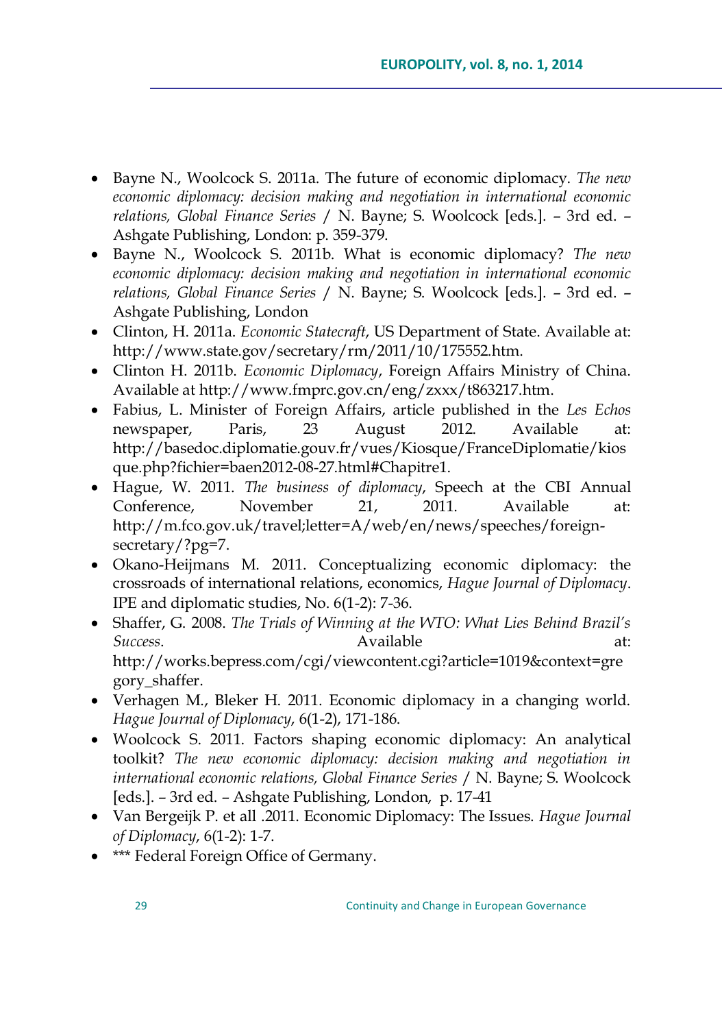- Bayne N., Woolcock S. 2011a. The future of economic diplomacy. *The new economic diplomacy: decision making and negotiation in international economic relations, Global Finance Series* / N. Bayne; S. Woolcock [eds.]. – 3rd ed. – Ashgate Publishing, London: p. 359-379.
- Bayne N., Woolcock S. 2011b. What is economic diplomacy? *The new economic diplomacy: decision making and negotiation in international economic relations, Global Finance Series* / N. Bayne; S. Woolcock [eds.]. – 3rd ed. – Ashgate Publishing, London
- Clinton, H. 2011a. *Economic Statecraft*, US Department of State. Available at: http://www.state.gov/secretary/rm/2011/10/175552.htm.
- Clinton H. 2011b. *Economic Diplomacy*, Foreign Affairs Ministry of China. Available at http://www.fmprc.gov.cn/eng/zxxx/t863217.htm.
- Fabius, L. Minister of Foreign Affairs, article published in the *Les Echos* newspaper, Paris, 23 August 2012. Available at: http://basedoc.diplomatie.gouv.fr/vues/Kiosque/FranceDiplomatie/kiosque.php?fichier=baen2012-08-27.html#Chapitre1.
- Hague, W. 2011. *The business of diplomacy*, Speech at the CBI Annual Conference, November 21, 2011. Available at: http://m.fco.gov.uk/travel;letter=A/web/en/news/speeches/foreign-secretary/?pg=7.
- Okano-Heijmans M. 2011. Conceptualizing economic diplomacy: the crossroads of international relations, economics, *Hague Journal of Diplomacy*. IPE and diplomatic studies, No. 6(1-2): 7-36.
- Shaffer, G. 2008. *The Trials of Winning at the WTO: What Lies Behind Brazil's Success*. Available at: http://works.bepress.com/cgi/viewcontent.cgi?article=1019&context=gregory_shaffer.
- Verhagen M., Bleker H. 2011. Economic diplomacy in a changing world. *Hague Journal of Diplomacy*, 6(1-2), 171-186.
- Woolcock S. 2011. Factors shaping economic diplomacy: An analytical toolkit? *The new economic diplomacy: decision making and negotiation in international economic relations, Global Finance Series* / N. Bayne; S. Woolcock [eds.]. – 3rd ed. – Ashgate Publishing, London, p. 17-41
- Van Bergeijk P. et all .2011. Economic Diplomacy: The Issues. *Hague Journal of Diplomacy*, 6(1-2): 1-7.
- *** Federal Foreign Office of Germany.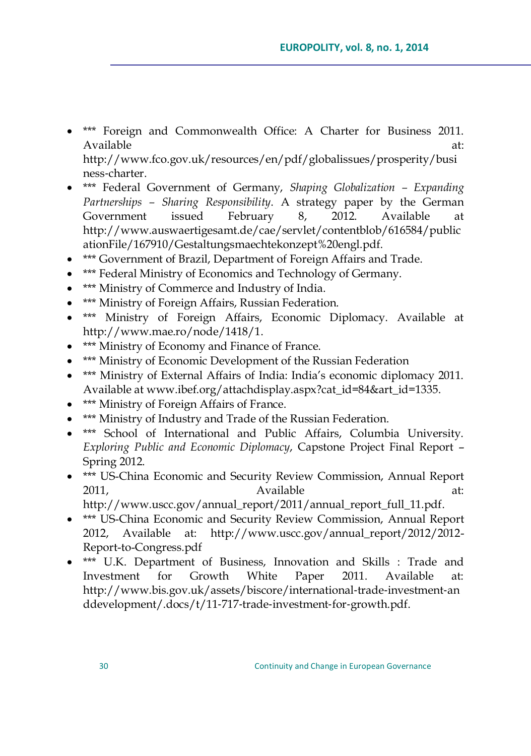- *** Foreign and Commonwealth Office: A Charter for Business 2011. Available at: http://www.fco.gov.uk/resources/en/pdf/globalissues/prosperity/business-charter.
- *** Federal Government of Germany, *Shaping Globalization – Expanding Partnerships – Sharing Responsibility*. A strategy paper by the German Government issued February 8, 2012. Available at http://www.auswaertigesamt.de/cae/servlet/contentblob/616584/publicationFile/167910/Gestaltungsmaechtekonzept%20engl.pdf.
- *** Government of Brazil, Department of Foreign Affairs and Trade.
- *** Federal Ministry of Economics and Technology of Germany.
- *** Ministry of Commerce and Industry of India.
- *** Ministry of Foreign Affairs, Russian Federation.
- *** Ministry of Foreign Affairs, Economic Diplomacy. Available at http://www.mae.ro/node/1418/1.
- *** Ministry of Economy and Finance of France.
- *** Ministry of Economic Development of the Russian Federation
- *** Ministry of External Affairs of India: India's economic diplomacy 2011. Available at www.ibef.org/attachdisplay.aspx?cat_id=84&art_id=1335.
- *** Ministry of Foreign Affairs of France.
- *** Ministry of Industry and Trade of the Russian Federation.
- *** School of International and Public Affairs, Columbia University. *Exploring Public and Economic Diplomacy*, Capstone Project Final Report – Spring 2012.
- *** US-China Economic and Security Review Commission, Annual Report 2011, Available at: http://www.uscc.gov/annual_report/2011/annual_report_full_11.pdf.
- *** US-China Economic and Security Review Commission, Annual Report 2012, Available at: http://www.uscc.gov/annual_report/2012/2012-Report-to-Congress.pdf
- *** U.K. Department of Business, Innovation and Skills : Trade and Investment for Growth White Paper 2011. Available at: http://www.bis.gov.uk/assets/biscore/international-trade-investment-anddevelopment/.docs/t/11-717-trade-investment-for-growth.pdf.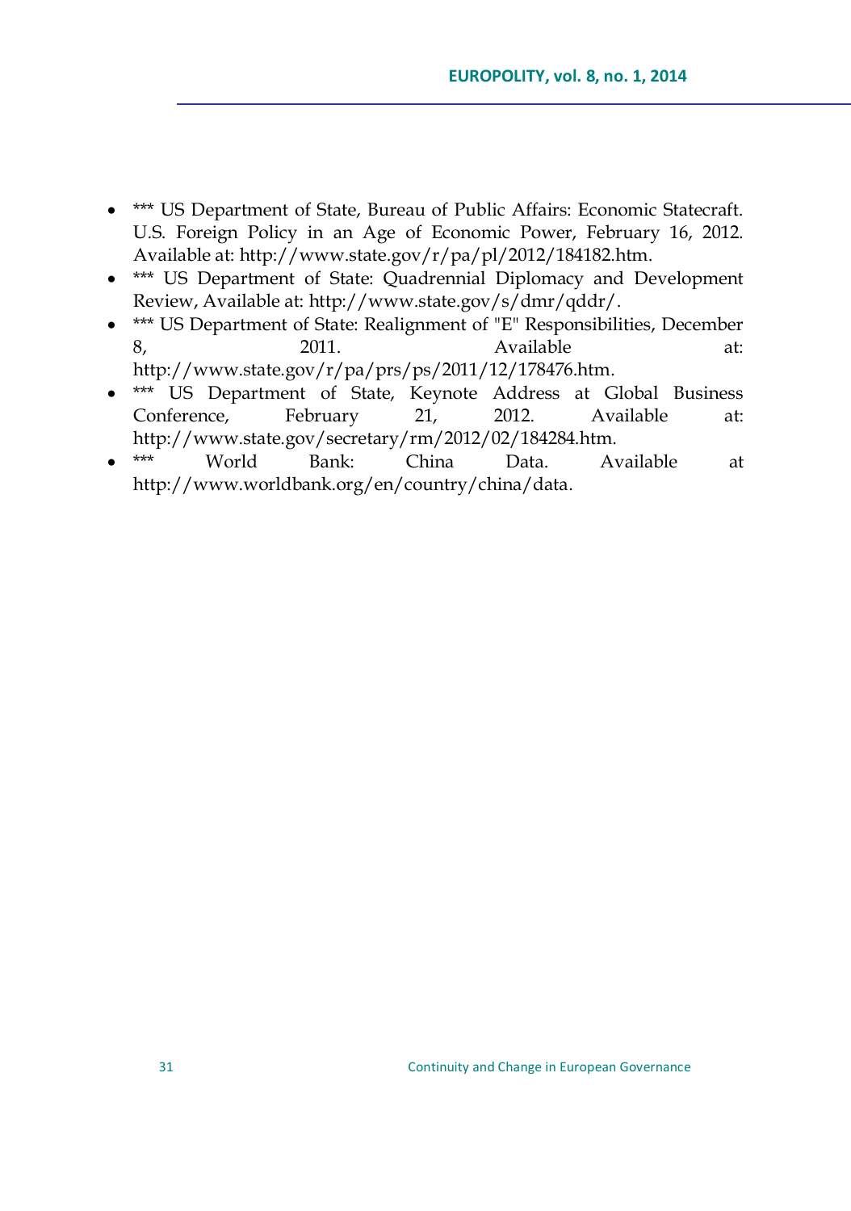- *** US Department of State, Bureau of Public Affairs: Economic Statecraft. U.S. Foreign Policy in an Age of Economic Power, February 16, 2012. Available at: http://www.state.gov/r/pa/pl/2012/184182.htm.
- *** US Department of State: Quadrennial Diplomacy and Development Review, Available at: http://www.state.gov/s/dmr/qddr/.
- *** US Department of State: Realignment of "E" Responsibilities, December 8, 2011. Available at: http://www.state.gov/r/pa/prs/ps/2011/12/178476.htm.
- *** US Department of State, Keynote Address at Global Business Conference, February 21, 2012. Available at: http://www.state.gov/secretary/rm/2012/02/184284.htm.
- *** World Bank: China Data. Available at http://www.worldbank.org/en/country/china/data.